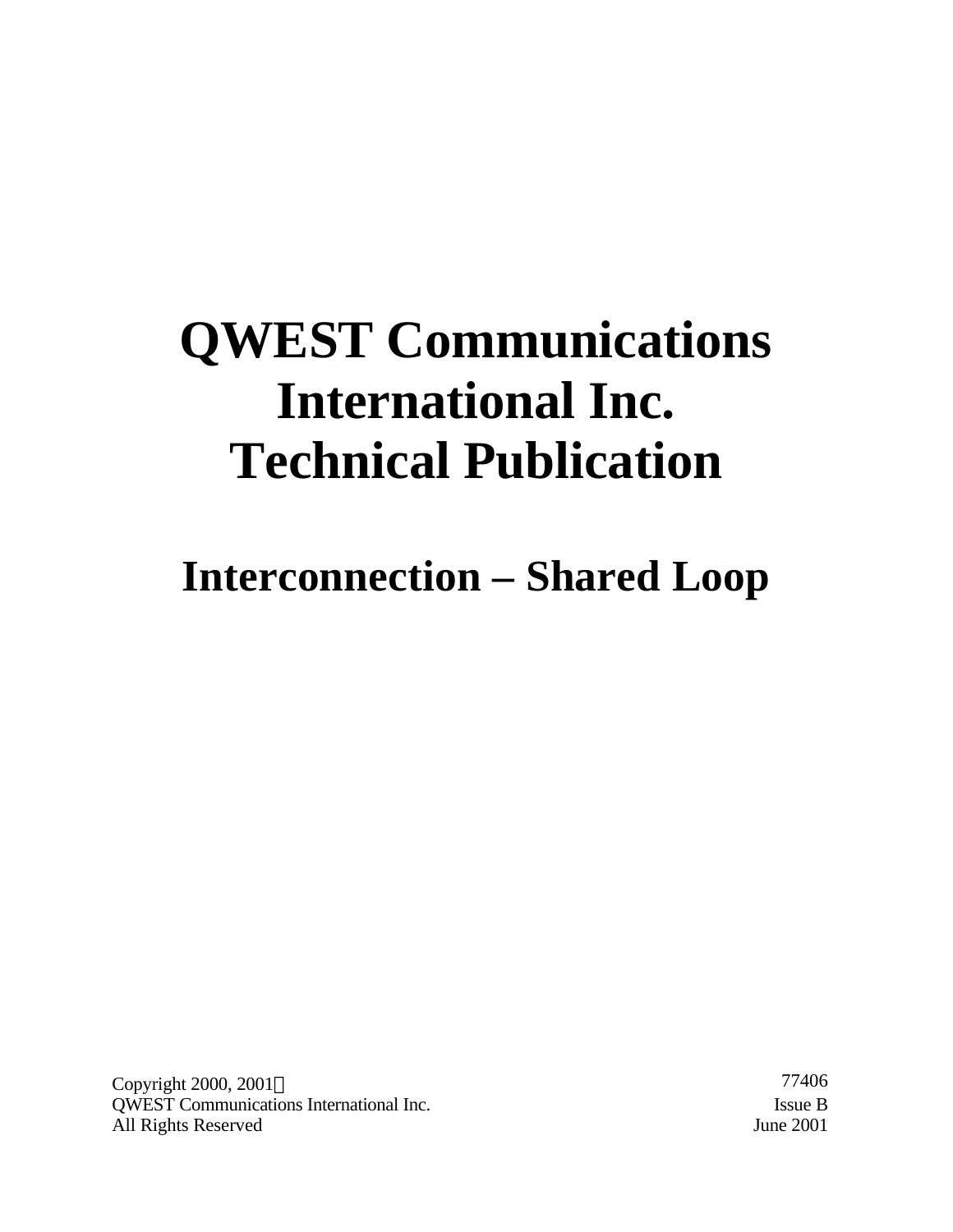# QWEST Communications International Inc. Technical Publication

## Interconnection – Shared Loop

Copyright 2000, 2001©
QWEST Communications International Inc.
All Rights Reserved

77406
Issue B
June 2001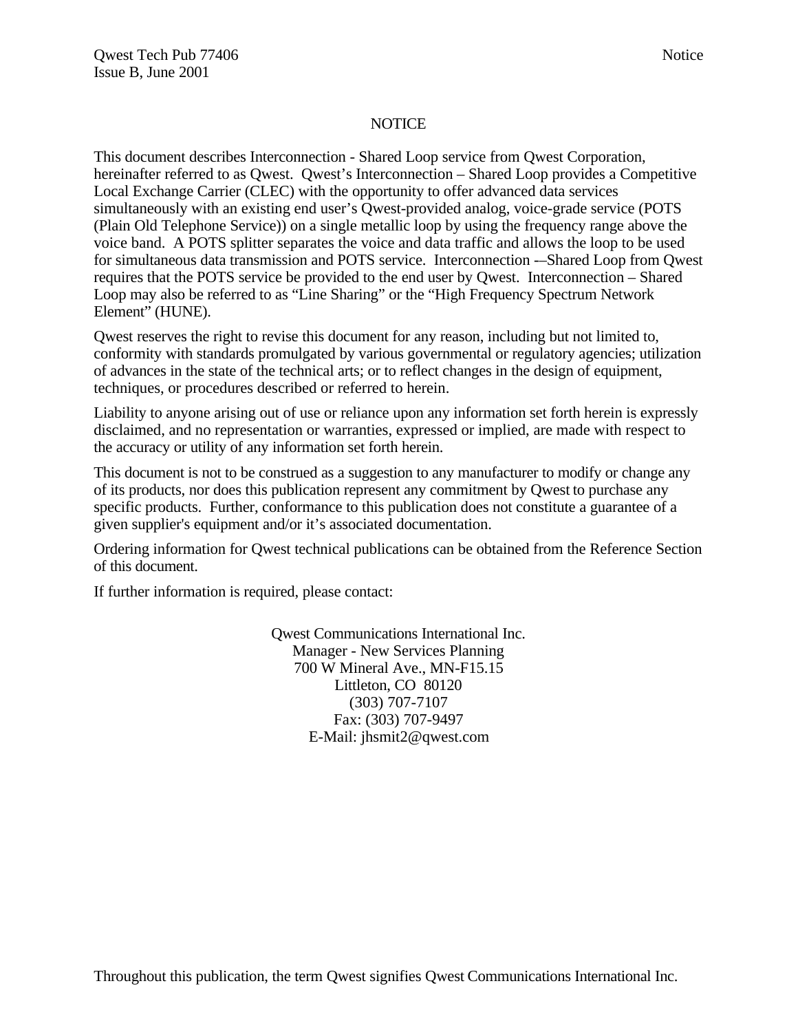# NOTICE

This document describes Interconnection - Shared Loop service from Qwest Corporation, hereinafter referred to as Qwest. Qwest's Interconnection – Shared Loop provides a Competitive Local Exchange Carrier (CLEC) with the opportunity to offer advanced data services simultaneously with an existing end user's Qwest-provided analog, voice-grade service (POTS (Plain Old Telephone Service)) on a single metallic loop by using the frequency range above the voice band. A POTS splitter separates the voice and data traffic and allows the loop to be used for simultaneous data transmission and POTS service. Interconnection -–Shared Loop from Qwest requires that the POTS service be provided to the end user by Qwest. Interconnection – Shared Loop may also be referred to as "Line Sharing" or the "High Frequency Spectrum Network Element" (HUNE).

Qwest reserves the right to revise this document for any reason, including but not limited to, conformity with standards promulgated by various governmental or regulatory agencies; utilization of advances in the state of the technical arts; or to reflect changes in the design of equipment, techniques, or procedures described or referred to herein.

Liability to anyone arising out of use or reliance upon any information set forth herein is expressly disclaimed, and no representation or warranties, expressed or implied, are made with respect to the accuracy or utility of any information set forth herein.

This document is not to be construed as a suggestion to any manufacturer to modify or change any of its products, nor does this publication represent any commitment by Qwest to purchase any specific products. Further, conformance to this publication does not constitute a guarantee of a given supplier's equipment and/or it's associated documentation.

Ordering information for Qwest technical publications can be obtained from the Reference Section of this document.

If further information is required, please contact:

Qwest Communications International Inc.
Manager - New Services Planning
700 W Mineral Ave., MN-F15.15
Littleton, CO 80120
(303) 707-7107
Fax: (303) 707-9497
E-Mail: jhsmit2@qwest.com

Throughout this publication, the term Qwest signifies Qwest Communications International Inc.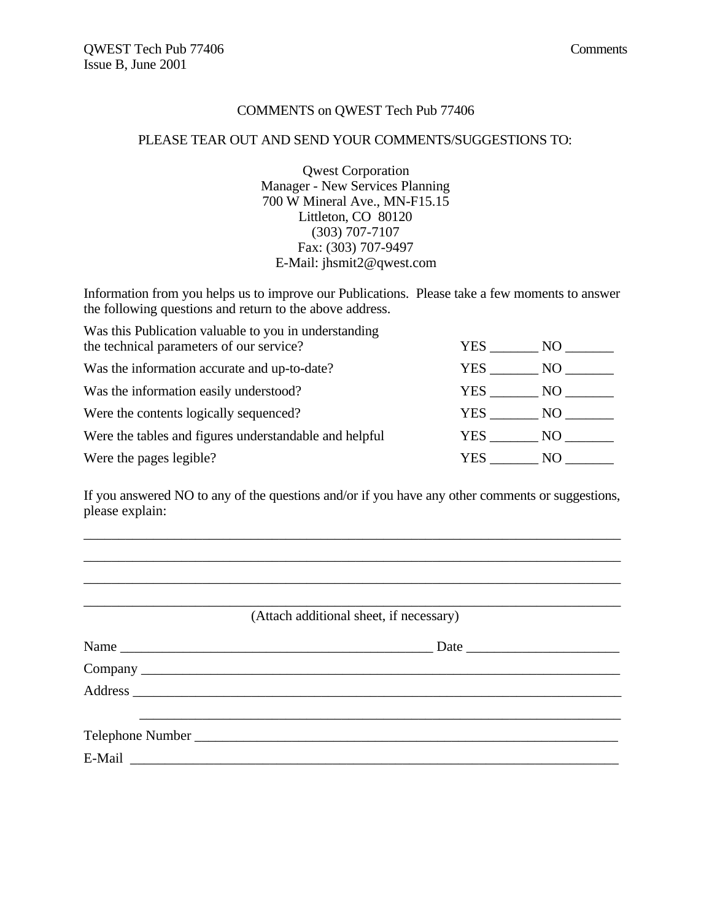# COMMENTS on QWEST Tech Pub 77406

PLEASE TEAR OUT AND SEND YOUR COMMENTS/SUGGESTIONS TO:

Qwest Corporation
Manager - New Services Planning
700 W Mineral Ave., MN-F15.15
Littleton, CO 80120
(303) 707-7107
Fax: (303) 707-9497
E-Mail: jhsmit2@qwest.com

Information from you helps us to improve our Publications. Please take a few moments to answer the following questions and return to the above address.

| | |
|---|---|
| Was this Publication valuable to you in understanding the technical parameters of our service? | YES _______ NO _______ |
| Was the information accurate and up-to-date? | YES _______ NO _______ |
| Was the information easily understood? | YES _______ NO _______ |
| Were the contents logically sequenced? | YES _______ NO _______ |
| Were the tables and figures understandable and helpful | YES _______ NO _______ |
| Were the pages legible? | YES _______ NO _______ |

If you answered NO to any of the questions and/or if you have any other comments or suggestions, please explain:

_______________________________________________________________________________

_______________________________________________________________________________

_______________________________________________________________________________

_______________________________________________________________________________

(Attach additional sheet, if necessary)

Name ______________________________________________ Date ______________________

Company ___________________________________________________________________

Address ____________________________________________________________________

____________________________________________________________________

Telephone Number ____________________________________________________________

E-Mail _____________________________________________________________________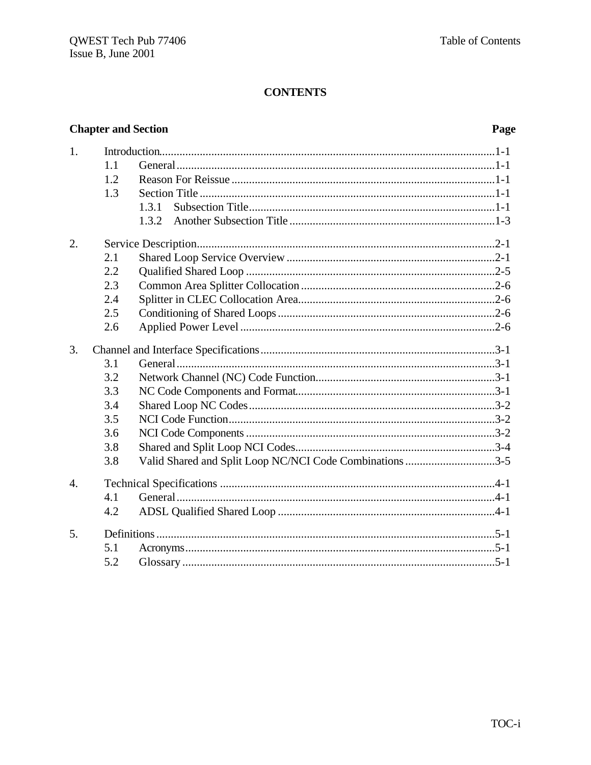# CONTENTS

| Chapter and Section | | | Page |
|---|---|---|---|
| 1. | Introduction | | 1-1 |
| | 1.1 | General | 1-1 |
| | 1.2 | Reason For Reissue | 1-1 |
| | 1.3 | Section Title | 1-1 |
| | | 1.3.1 Subsection Title | 1-1 |
| | | 1.3.2 Another Subsection Title | 1-3 |
| 2. | Service Description | | 2-1 |
| | 2.1 | Shared Loop Service Overview | 2-1 |
| | 2.2 | Qualified Shared Loop | 2-5 |
| | 2.3 | Common Area Splitter Collocation | 2-6 |
| | 2.4 | Splitter in CLEC Collocation Area | 2-6 |
| | 2.5 | Conditioning of Shared Loops | 2-6 |
| | 2.6 | Applied Power Level | 2-6 |
| 3. | Channel and Interface Specifications | | 3-1 |
| | 3.1 | General | 3-1 |
| | 3.2 | Network Channel (NC) Code Function | 3-1 |
| | 3.3 | NC Code Components and Format | 3-1 |
| | 3.4 | Shared Loop NC Codes | 3-2 |
| | 3.5 | NCI Code Function | 3-2 |
| | 3.6 | NCI Code Components | 3-2 |
| | 3.8 | Shared and Split Loop NCI Codes | 3-4 |
| | 3.8 | Valid Shared and Split Loop NC/NCI Code Combinations | 3-5 |
| 4. | Technical Specifications | | 4-1 |
| | 4.1 | General | 4-1 |
| | 4.2 | ADSL Qualified Shared Loop | 4-1 |
| 5. | Definitions | | 5-1 |
| | 5.1 | Acronyms | 5-1 |
| | 5.2 | Glossary | 5-1 |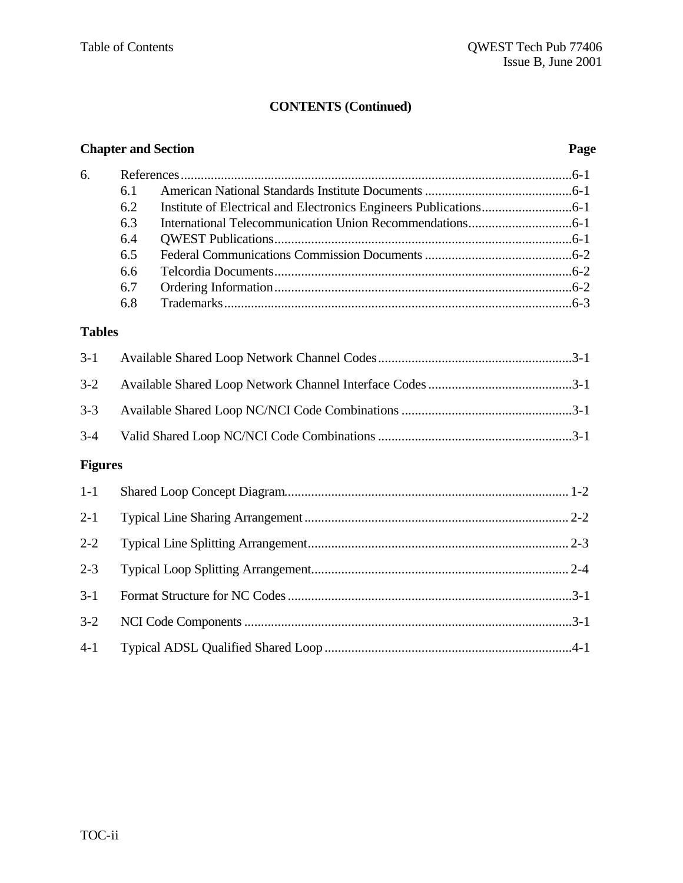## CONTENTS (Continued)

| Chapter and Section | | Page |
|---|---|---|
| 6. | References | 6-1 |
| 6.1 | American National Standards Institute Documents | 6-1 |
| 6.2 | Institute of Electrical and Electronics Engineers Publications | 6-1 |
| 6.3 | International Telecommunication Union Recommendations | 6-1 |
| 6.4 | QWEST Publications | 6-1 |
| 6.5 | Federal Communications Commission Documents | 6-2 |
| 6.6 | Telcordia Documents | 6-2 |
| 6.7 | Ordering Information | 6-2 |
| 6.8 | Trademarks | 6-3 |

**Tables**

| | | |
|---|---|---|
| 3-1 | Available Shared Loop Network Channel Codes | 3-1 |
| 3-2 | Available Shared Loop Network Channel Interface Codes | 3-1 |
| 3-3 | Available Shared Loop NC/NCI Code Combinations | 3-1 |
| 3-4 | Valid Shared Loop NC/NCI Code Combinations | 3-1 |

**Figures**

| | | |
|---|---|---|
| 1-1 | Shared Loop Concept Diagram | 1-2 |
| 2-1 | Typical Line Sharing Arrangement | 2-2 |
| 2-2 | Typical Line Splitting Arrangement | 2-3 |
| 2-3 | Typical Loop Splitting Arrangement | 2-4 |
| 3-1 | Format Structure for NC Codes | 3-1 |
| 3-2 | NCI Code Components | 3-1 |
| 4-1 | Typical ADSL Qualified Shared Loop | 4-1 |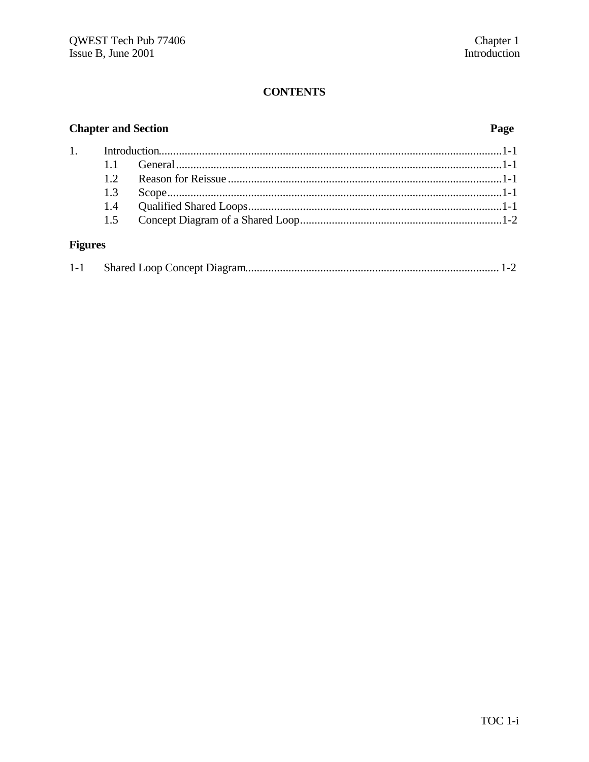## CONTENTS

| Chapter and Section | | Page |
|---|---|---|
| 1. | Introduction | 1-1 |
| 1.1 | General | 1-1 |
| 1.2 | Reason for Reissue | 1-1 |
| 1.3 | Scope | 1-1 |
| 1.4 | Qualified Shared Loops | 1-1 |
| 1.5 | Concept Diagram of a Shared Loop | 1-2 |

**Figures**

| | | |
|---|---|---|
| 1-1 | Shared Loop Concept Diagram | 1-2 |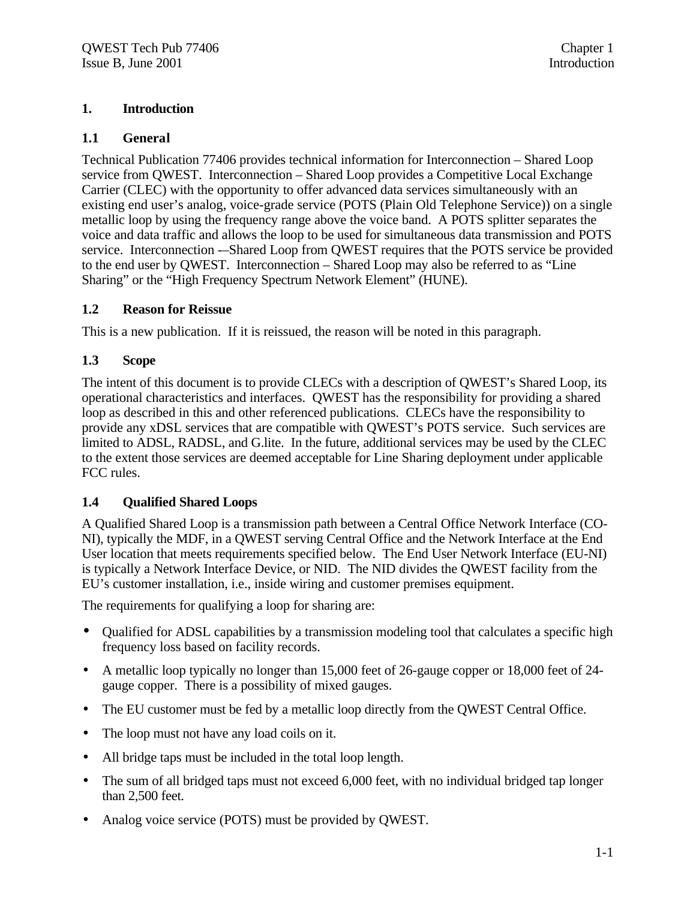# 1. Introduction

## 1.1 General

Technical Publication 77406 provides technical information for Interconnection – Shared Loop service from QWEST. Interconnection – Shared Loop provides a Competitive Local Exchange Carrier (CLEC) with the opportunity to offer advanced data services simultaneously with an existing end user's analog, voice-grade service (POTS (Plain Old Telephone Service)) on a single metallic loop by using the frequency range above the voice band. A POTS splitter separates the voice and data traffic and allows the loop to be used for simultaneous data transmission and POTS service. Interconnection -–Shared Loop from QWEST requires that the POTS service be provided to the end user by QWEST. Interconnection – Shared Loop may also be referred to as "Line Sharing" or the "High Frequency Spectrum Network Element" (HUNE).

## 1.2 Reason for Reissue

This is a new publication. If it is reissued, the reason will be noted in this paragraph.

## 1.3 Scope

The intent of this document is to provide CLECs with a description of QWEST's Shared Loop, its operational characteristics and interfaces. QWEST has the responsibility for providing a shared loop as described in this and other referenced publications. CLECs have the responsibility to provide any xDSL services that are compatible with QWEST's POTS service. Such services are limited to ADSL, RADSL, and G.lite. In the future, additional services may be used by the CLEC to the extent those services are deemed acceptable for Line Sharing deployment under applicable FCC rules.

## 1.4 Qualified Shared Loops

A Qualified Shared Loop is a transmission path between a Central Office Network Interface (CO-NI), typically the MDF, in a QWEST serving Central Office and the Network Interface at the End User location that meets requirements specified below. The End User Network Interface (EU-NI) is typically a Network Interface Device, or NID. The NID divides the QWEST facility from the EU's customer installation, i.e., inside wiring and customer premises equipment.

The requirements for qualifying a loop for sharing are:

- Qualified for ADSL capabilities by a transmission modeling tool that calculates a specific high frequency loss based on facility records.
- A metallic loop typically no longer than 15,000 feet of 26-gauge copper or 18,000 feet of 24-gauge copper. There is a possibility of mixed gauges.
- The EU customer must be fed by a metallic loop directly from the QWEST Central Office.
- The loop must not have any load coils on it.
- All bridge taps must be included in the total loop length.
- The sum of all bridged taps must not exceed 6,000 feet, with no individual bridged tap longer than 2,500 feet.
- Analog voice service (POTS) must be provided by QWEST.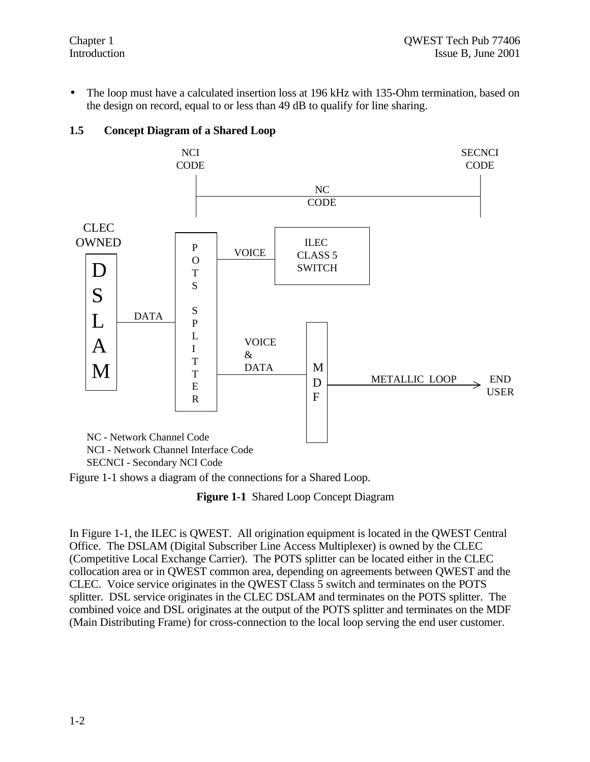- The loop must have a calculated insertion loss at 196 kHz with 135-Ohm termination, based on the design on record, equal to or less than 49 dB to qualify for line sharing.

### 1.5 Concept Diagram of a Shared Loop

NCI CODE

SECNCI CODE

NC CODE

CLEC OWNED

DSLAM

DATA

POTS SPLITTER

VOICE

ILEC CLASS 5 SWITCH

VOICE & DATA

MDF

METALLIC LOOP

END USER

NC - Network Channel Code
NCI - Network Channel Interface Code
SECNCI - Secondary NCI Code

Figure 1-1 shows a diagram of the connections for a Shared Loop.

**Figure 1-1** Shared Loop Concept Diagram

In Figure 1-1, the ILEC is QWEST. All origination equipment is located in the QWEST Central Office. The DSLAM (Digital Subscriber Line Access Multiplexer) is owned by the CLEC (Competitive Local Exchange Carrier). The POTS splitter can be located either in the CLEC collocation area or in QWEST common area, depending on agreements between QWEST and the CLEC. Voice service originates in the QWEST Class 5 switch and terminates on the POTS splitter. DSL service originates in the CLEC DSLAM and terminates on the POTS splitter. The combined voice and DSL originates at the output of the POTS splitter and terminates on the MDF (Main Distributing Frame) for cross-connection to the local loop serving the end user customer.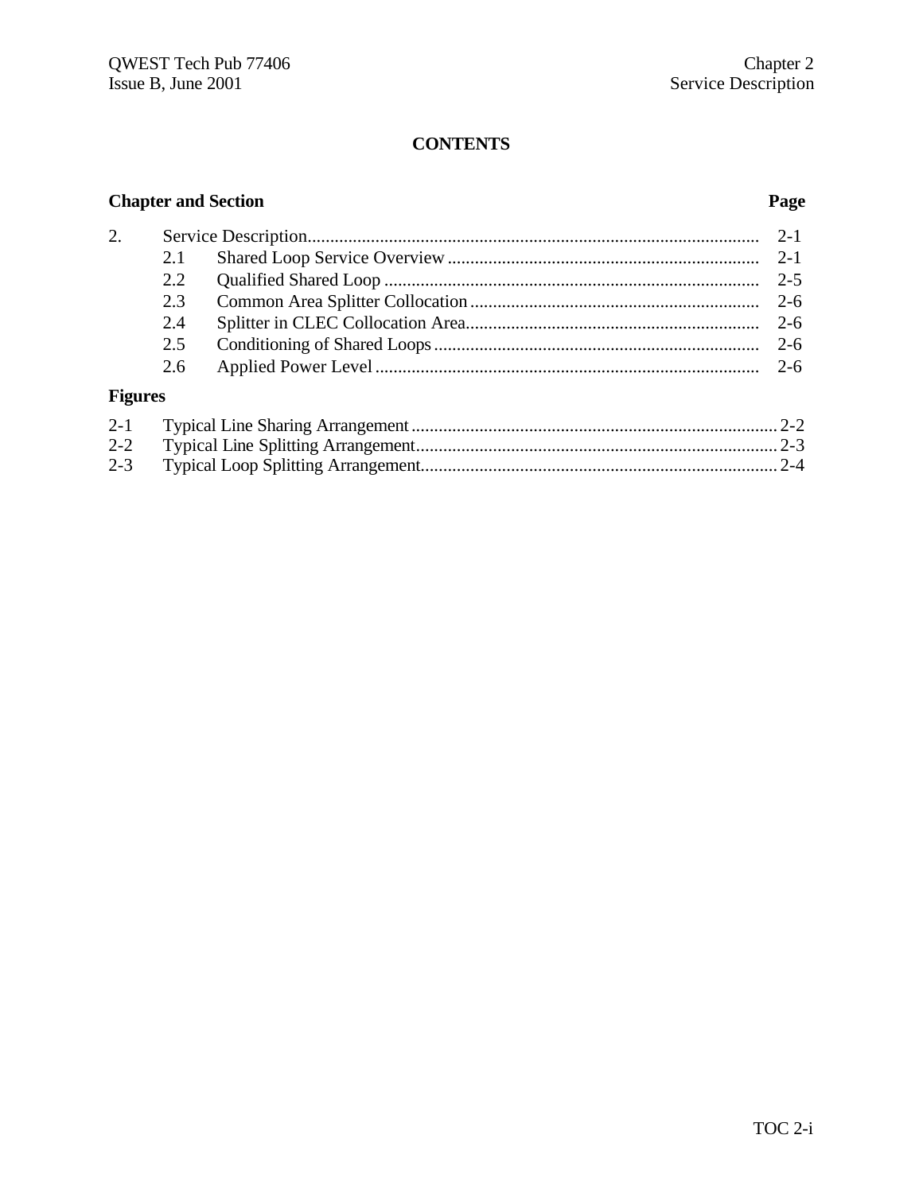## CONTENTS

| Chapter and Section | | | Page |
|---|---|---|---|
| 2. | Service Description | | 2-1 |
| | 2.1 | Shared Loop Service Overview | 2-1 |
| | 2.2 | Qualified Shared Loop | 2-5 |
| | 2.3 | Common Area Splitter Collocation | 2-6 |
| | 2.4 | Splitter in CLEC Collocation Area | 2-6 |
| | 2.5 | Conditioning of Shared Loops | 2-6 |
| | 2.6 | Applied Power Level | 2-6 |

**Figures**

| | | |
|---|---|---|
| 2-1 | Typical Line Sharing Arrangement | 2-2 |
| 2-2 | Typical Line Splitting Arrangement | 2-3 |
| 2-3 | Typical Loop Splitting Arrangement | 2-4 |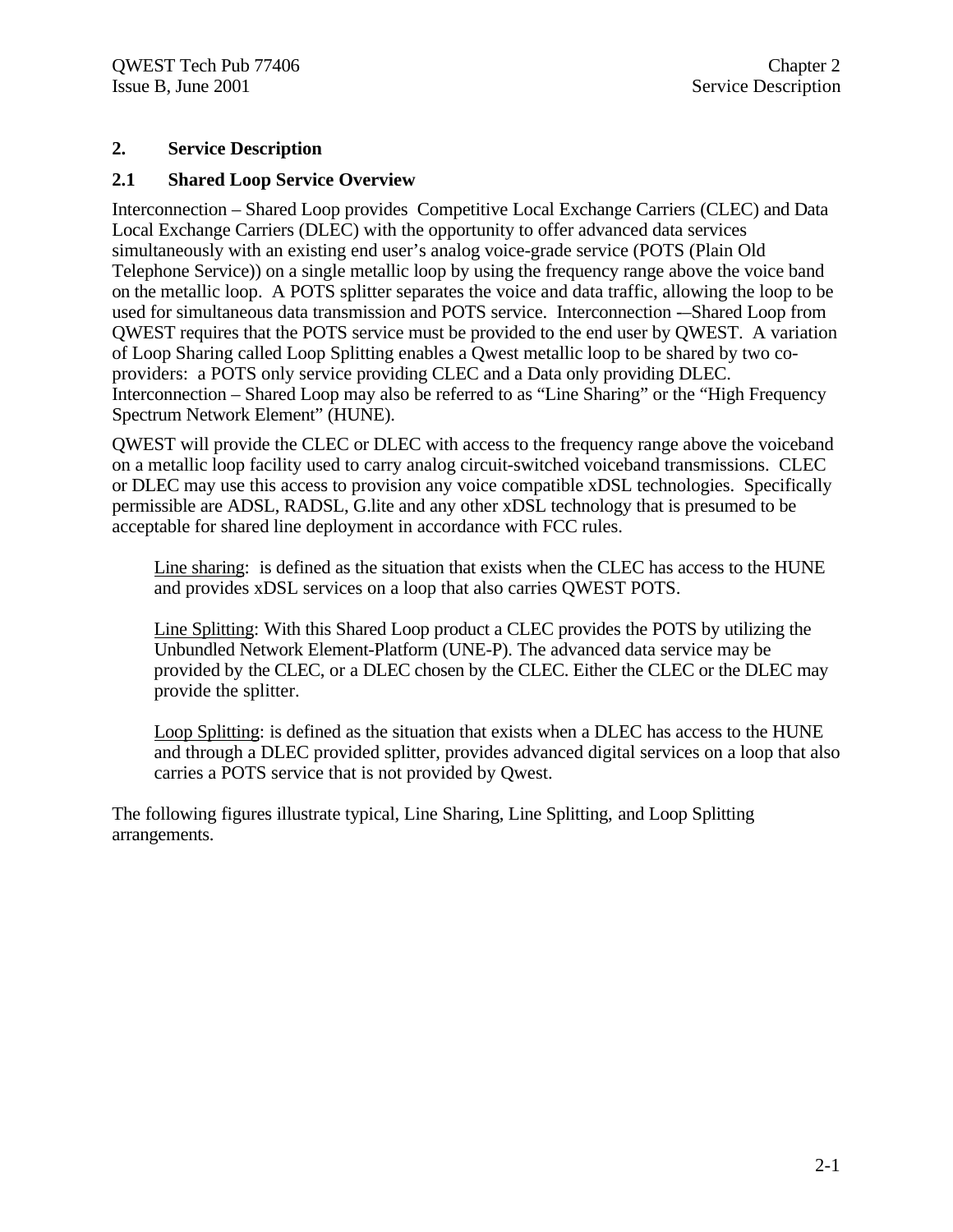# 2. Service Description

## 2.1 Shared Loop Service Overview

Interconnection – Shared Loop provides Competitive Local Exchange Carriers (CLEC) and Data Local Exchange Carriers (DLEC) with the opportunity to offer advanced data services simultaneously with an existing end user's analog voice-grade service (POTS (Plain Old Telephone Service)) on a single metallic loop by using the frequency range above the voice band on the metallic loop. A POTS splitter separates the voice and data traffic, allowing the loop to be used for simultaneous data transmission and POTS service. Interconnection -–Shared Loop from QWEST requires that the POTS service must be provided to the end user by QWEST. A variation of Loop Sharing called Loop Splitting enables a Qwest metallic loop to be shared by two co-providers: a POTS only service providing CLEC and a Data only providing DLEC. Interconnection – Shared Loop may also be referred to as "Line Sharing" or the "High Frequency Spectrum Network Element" (HUNE).

QWEST will provide the CLEC or DLEC with access to the frequency range above the voiceband on a metallic loop facility used to carry analog circuit-switched voiceband transmissions. CLEC or DLEC may use this access to provision any voice compatible xDSL technologies. Specifically permissible are ADSL, RADSL, G.lite and any other xDSL technology that is presumed to be acceptable for shared line deployment in accordance with FCC rules.

> <u>Line sharing</u>: is defined as the situation that exists when the CLEC has access to the HUNE and provides xDSL services on a loop that also carries QWEST POTS.
>
> <u>Line Splitting</u>: With this Shared Loop product a CLEC provides the POTS by utilizing the Unbundled Network Element-Platform (UNE-P). The advanced data service may be provided by the CLEC, or a DLEC chosen by the CLEC. Either the CLEC or the DLEC may provide the splitter.
>
> <u>Loop Splitting</u>: is defined as the situation that exists when a DLEC has access to the HUNE and through a DLEC provided splitter, provides advanced digital services on a loop that also carries a POTS service that is not provided by Qwest.

The following figures illustrate typical, Line Sharing, Line Splitting, and Loop Splitting arrangements.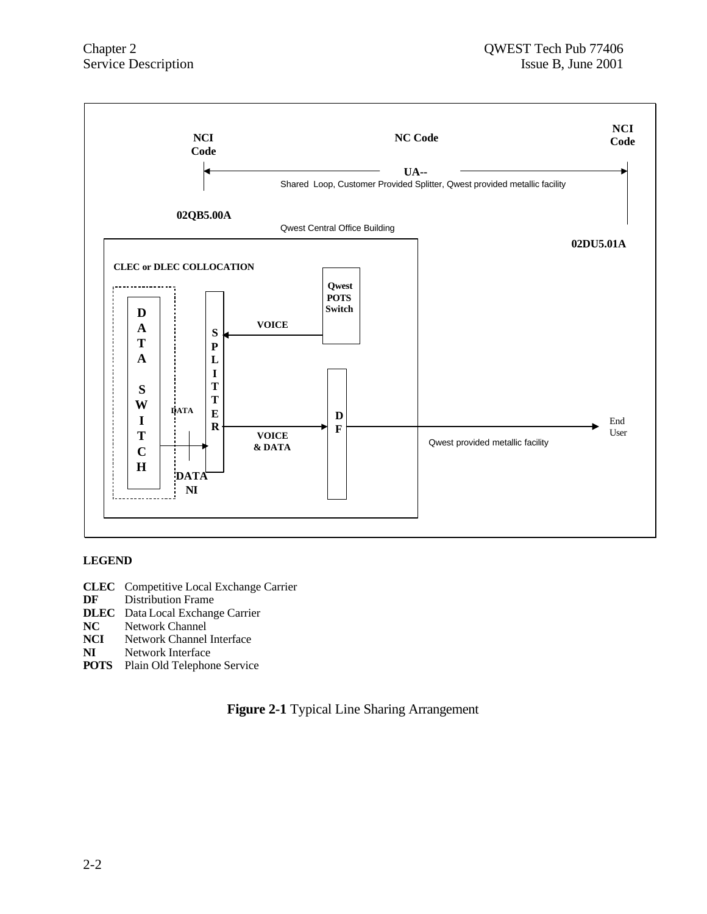NCI Code

NC Code

NCI Code

UA--

Shared Loop, Customer Provided Splitter, Qwest provided metallic facility

02QB5.00A

Qwest Central Office Building

02DU5.01A

CLEC or DLEC COLLOCATION

DATA SWITCH

DATA

DATA NI

SPLITTER

VOICE

Qwest POTS Switch

VOICE & DATA

DF

Qwest provided metallic facility

End User

**LEGEND**

**CLEC** Competitive Local Exchange Carrier
**DF** Distribution Frame
**DLEC** Data Local Exchange Carrier
**NC** Network Channel
**NCI** Network Channel Interface
**NI** Network Interface
**POTS** Plain Old Telephone Service

**Figure 2-1** Typical Line Sharing Arrangement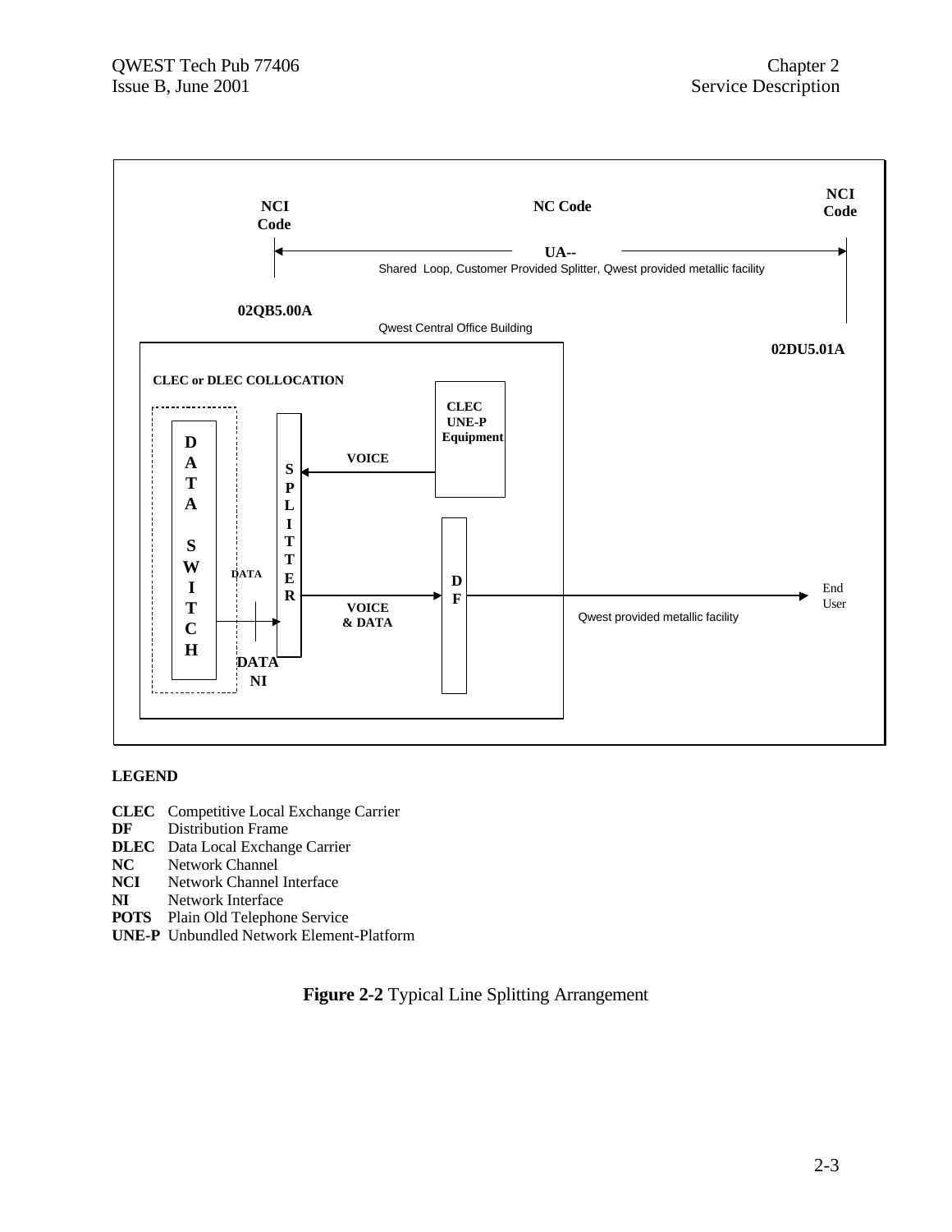NCI Code | NC Code | NCI Code

UA--
Shared Loop, Customer Provided Splitter, Qwest provided metallic facility

02QB5.00A

Qwest Central Office Building

02DU5.01A

CLEC or DLEC COLLOCATION

DATA SWITCH

SPLITTER

CLEC UNE-P Equipment

VOICE

DATA

VOICE & DATA

DF

DATA NI

End User

Qwest provided metallic facility

**LEGEND**

**CLEC** Competitive Local Exchange Carrier
**DF** Distribution Frame
**DLEC** Data Local Exchange Carrier
**NC** Network Channel
**NCI** Network Channel Interface
**NI** Network Interface
**POTS** Plain Old Telephone Service
**UNE-P** Unbundled Network Element-Platform

**Figure 2-2** Typical Line Splitting Arrangement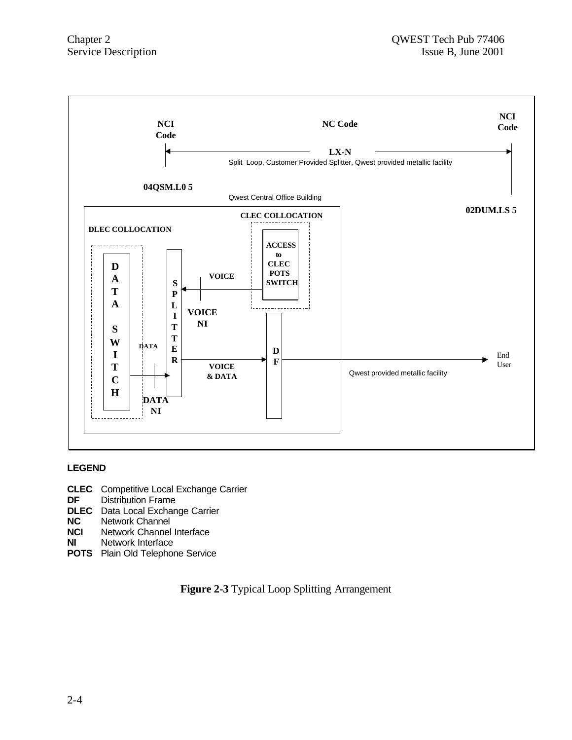NCI Code

NC Code

NCI Code

LX-N

Split Loop, Customer Provided Splitter, Qwest provided metallic facility

04QSM.L0 5

Qwest Central Office Building

02DUM.LS 5

CLEC COLLOCATION

DLEC COLLOCATION

ACCESS to CLEC POTS SWITCH

VOICE

DATA SWITCH

SPLITTER

VOICE NI

DATA

DF

VOICE & DATA

End User

Qwest provided metallic facility

DATA NI

**LEGEND**

**CLEC** Competitive Local Exchange Carrier
**DF** Distribution Frame
**DLEC** Data Local Exchange Carrier
**NC** Network Channel
**NCI** Network Channel Interface
**NI** Network Interface
**POTS** Plain Old Telephone Service

**Figure 2-3** Typical Loop Splitting Arrangement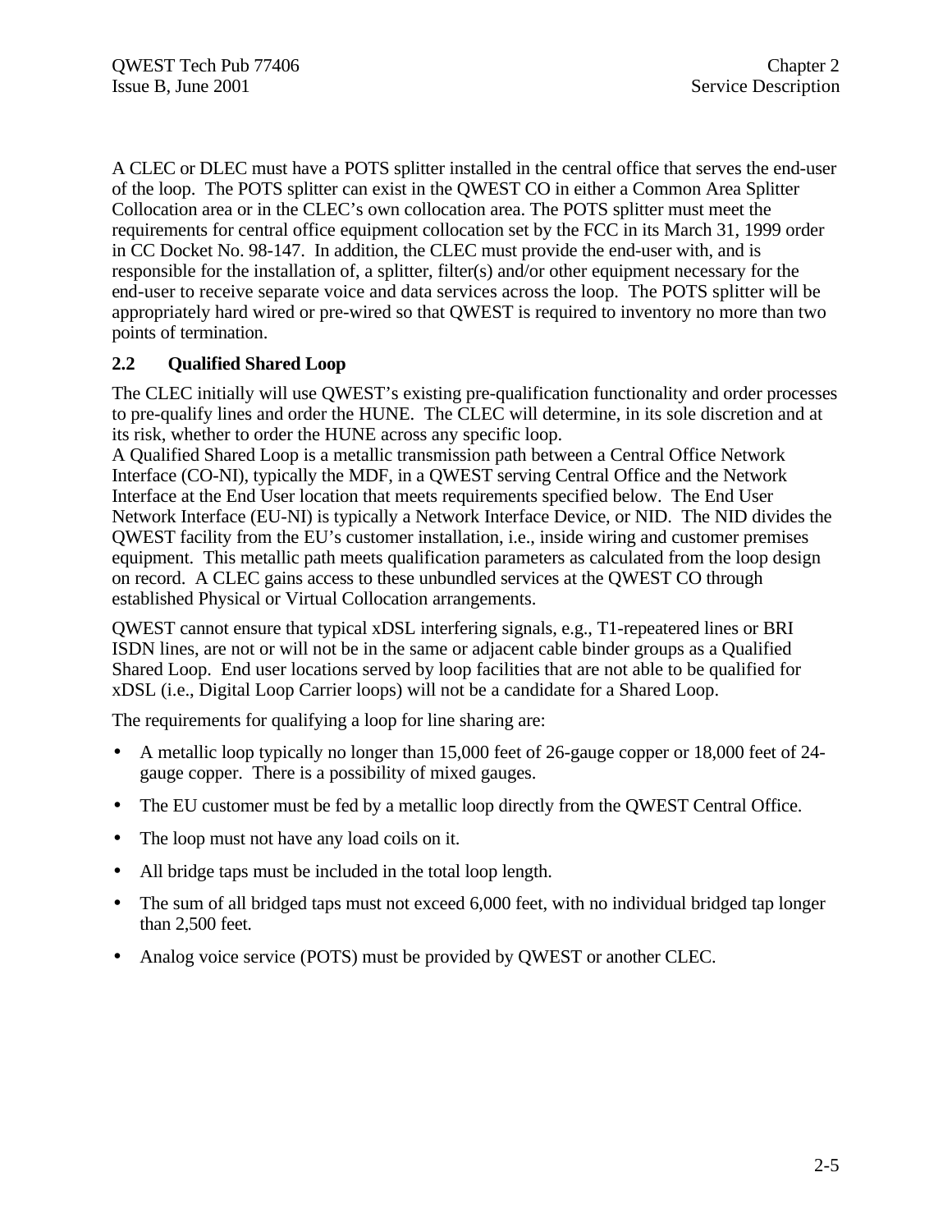A CLEC or DLEC must have a POTS splitter installed in the central office that serves the end-user of the loop. The POTS splitter can exist in the QWEST CO in either a Common Area Splitter Collocation area or in the CLEC's own collocation area. The POTS splitter must meet the requirements for central office equipment collocation set by the FCC in its March 31, 1999 order in CC Docket No. 98-147. In addition, the CLEC must provide the end-user with, and is responsible for the installation of, a splitter, filter(s) and/or other equipment necessary for the end-user to receive separate voice and data services across the loop. The POTS splitter will be appropriately hard wired or pre-wired so that QWEST is required to inventory no more than two points of termination.

## 2.2 Qualified Shared Loop

The CLEC initially will use QWEST's existing pre-qualification functionality and order processes to pre-qualify lines and order the HUNE. The CLEC will determine, in its sole discretion and at its risk, whether to order the HUNE across any specific loop.

A Qualified Shared Loop is a metallic transmission path between a Central Office Network Interface (CO-NI), typically the MDF, in a QWEST serving Central Office and the Network Interface at the End User location that meets requirements specified below. The End User Network Interface (EU-NI) is typically a Network Interface Device, or NID. The NID divides the QWEST facility from the EU's customer installation, i.e., inside wiring and customer premises equipment. This metallic path meets qualification parameters as calculated from the loop design on record. A CLEC gains access to these unbundled services at the QWEST CO through established Physical or Virtual Collocation arrangements.

QWEST cannot ensure that typical xDSL interfering signals, e.g., T1-repeatered lines or BRI ISDN lines, are not or will not be in the same or adjacent cable binder groups as a Qualified Shared Loop. End user locations served by loop facilities that are not able to be qualified for xDSL (i.e., Digital Loop Carrier loops) will not be a candidate for a Shared Loop.

The requirements for qualifying a loop for line sharing are:

- A metallic loop typically no longer than 15,000 feet of 26-gauge copper or 18,000 feet of 24-gauge copper. There is a possibility of mixed gauges.
- The EU customer must be fed by a metallic loop directly from the QWEST Central Office.
- The loop must not have any load coils on it.
- All bridge taps must be included in the total loop length.
- The sum of all bridged taps must not exceed 6,000 feet, with no individual bridged tap longer than 2,500 feet.
- Analog voice service (POTS) must be provided by QWEST or another CLEC.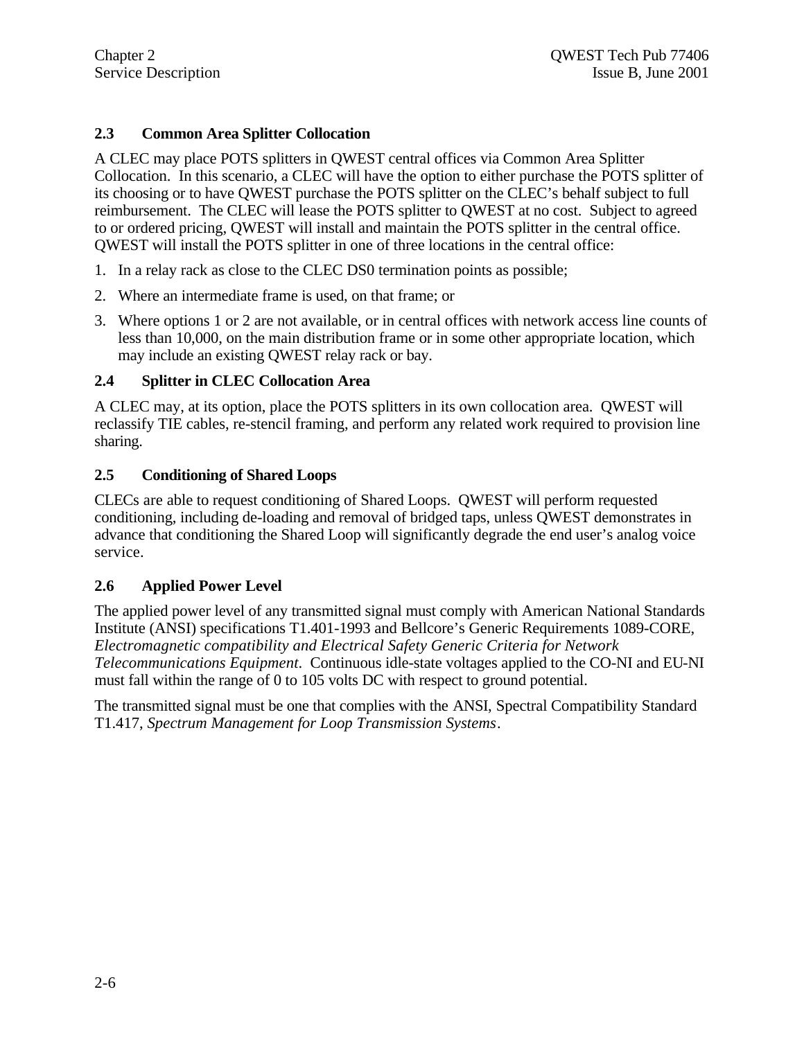### 2.3 Common Area Splitter Collocation

A CLEC may place POTS splitters in QWEST central offices via Common Area Splitter Collocation. In this scenario, a CLEC will have the option to either purchase the POTS splitter of its choosing or to have QWEST purchase the POTS splitter on the CLEC's behalf subject to full reimbursement. The CLEC will lease the POTS splitter to QWEST at no cost. Subject to agreed to or ordered pricing, QWEST will install and maintain the POTS splitter in the central office. QWEST will install the POTS splitter in one of three locations in the central office:

1. In a relay rack as close to the CLEC DS0 termination points as possible;
2. Where an intermediate frame is used, on that frame; or
3. Where options 1 or 2 are not available, or in central offices with network access line counts of less than 10,000, on the main distribution frame or in some other appropriate location, which may include an existing QWEST relay rack or bay.

### 2.4 Splitter in CLEC Collocation Area

A CLEC may, at its option, place the POTS splitters in its own collocation area. QWEST will reclassify TIE cables, re-stencil framing, and perform any related work required to provision line sharing.

### 2.5 Conditioning of Shared Loops

CLECs are able to request conditioning of Shared Loops. QWEST will perform requested conditioning, including de-loading and removal of bridged taps, unless QWEST demonstrates in advance that conditioning the Shared Loop will significantly degrade the end user's analog voice service.

### 2.6 Applied Power Level

The applied power level of any transmitted signal must comply with American National Standards Institute (ANSI) specifications T1.401-1993 and Bellcore's Generic Requirements 1089-CORE, *Electromagnetic compatibility and Electrical Safety Generic Criteria for Network Telecommunications Equipment*. Continuous idle-state voltages applied to the CO-NI and EU-NI must fall within the range of 0 to 105 volts DC with respect to ground potential.

The transmitted signal must be one that complies with the ANSI, Spectral Compatibility Standard T1.417, *Spectrum Management for Loop Transmission Systems*.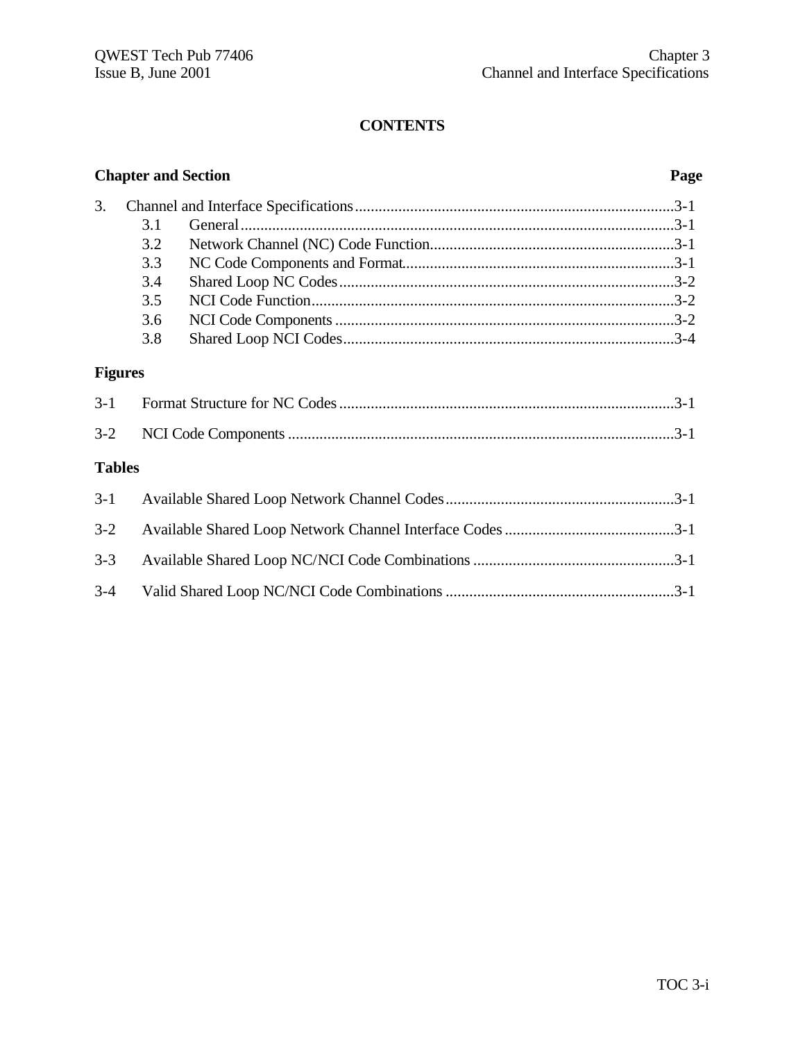## CONTENTS

**Chapter and Section** **Page**

3. Channel and Interface Specifications..............................................................................3-1
   - 3.1 General..............................................................................................................3-1
   - 3.2 Network Channel (NC) Code Function...............................................................3-1
   - 3.3 NC Code Components and Format.....................................................................3-1
   - 3.4 Shared Loop NC Codes.....................................................................................3-2
   - 3.5 NCI Code Function...........................................................................................3-2
   - 3.6 NCI Code Components......................................................................................3-2
   - 3.8 Shared Loop NCI Codes....................................................................................3-4

### Figures

3-1 Format Structure for NC Codes.....................................................................................3-1

3-2 NCI Code Components..................................................................................................3-1

### Tables

3-1 Available Shared Loop Network Channel Codes..........................................................3-1

3-2 Available Shared Loop Network Channel Interface Codes...........................................3-1

3-3 Available Shared Loop NC/NCI Code Combinations...................................................3-1

3-4 Valid Shared Loop NC/NCI Code Combinations.........................................................3-1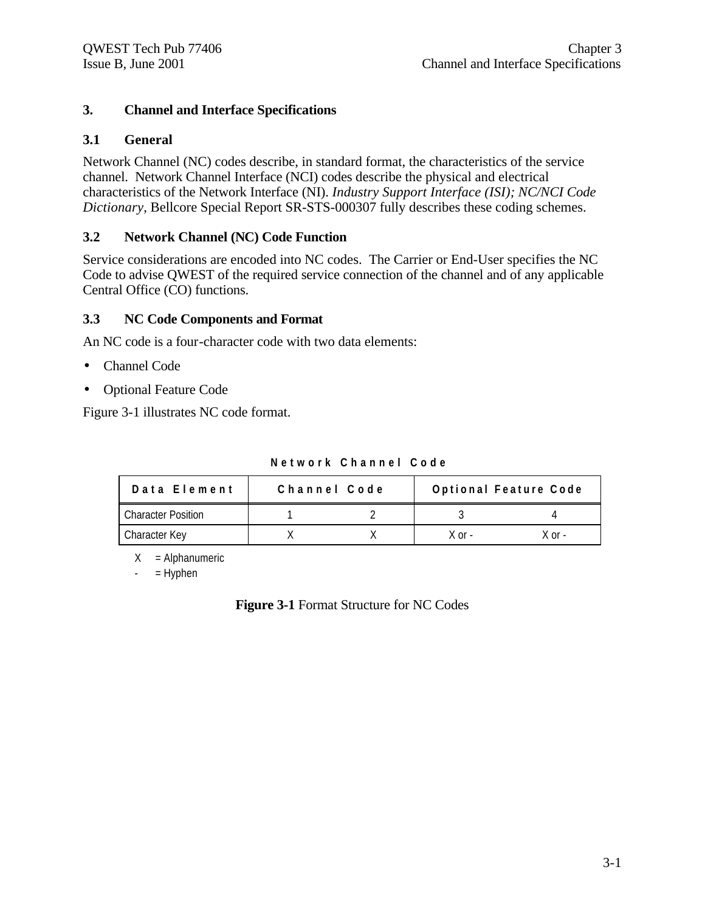# 3. Channel and Interface Specifications

## 3.1 General

Network Channel (NC) codes describe, in standard format, the characteristics of the service channel. Network Channel Interface (NCI) codes describe the physical and electrical characteristics of the Network Interface (NI). *Industry Support Interface (ISI); NC/NCI Code Dictionary*, Bellcore Special Report SR-STS-000307 fully describes these coding schemes.

## 3.2 Network Channel (NC) Code Function

Service considerations are encoded into NC codes. The Carrier or End-User specifies the NC Code to advise QWEST of the required service connection of the channel and of any applicable Central Office (CO) functions.

## 3.3 NC Code Components and Format

An NC code is a four-character code with two data elements:

- Channel Code
- Optional Feature Code

Figure 3-1 illustrates NC code format.

**Network Channel Code**

| Data Element | Channel Code | | Optional Feature Code | |
|---|---|---|---|---|
| Character Position | 1 | 2 | 3 | 4 |
| Character Key | X | X | X or - | X or - |

X = Alphanumeric
\- = Hyphen

**Figure 3-1** Format Structure for NC Codes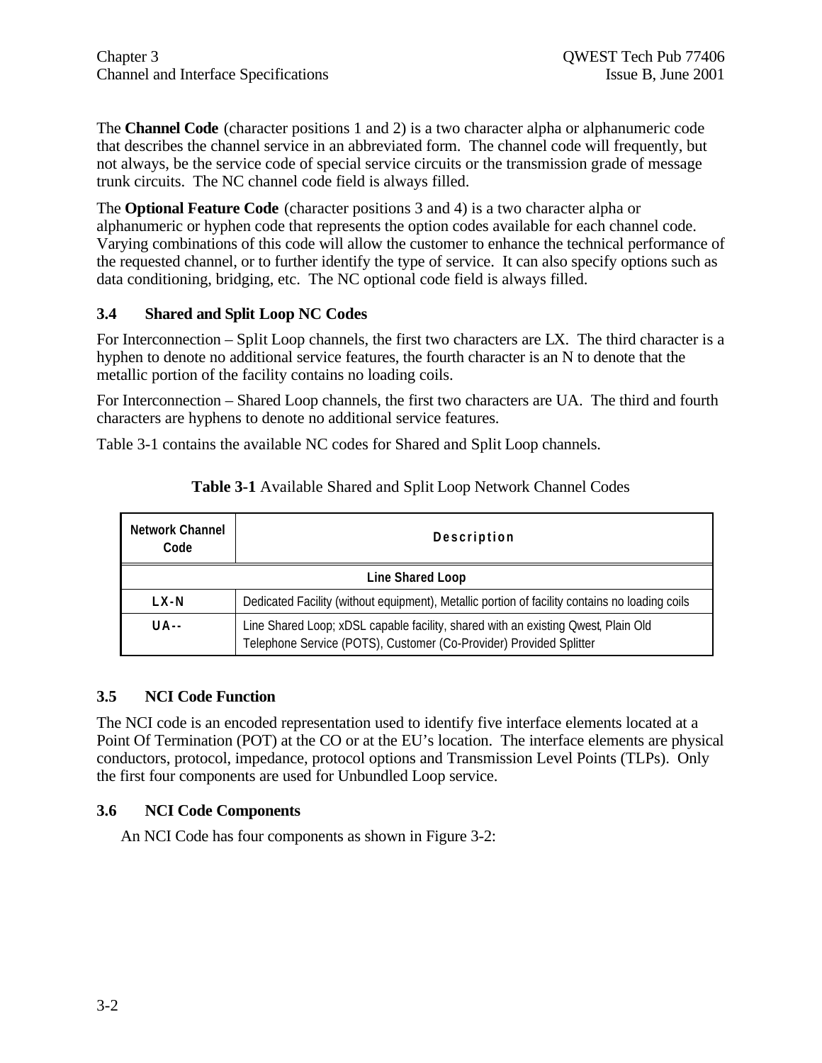The **Channel Code** (character positions 1 and 2) is a two character alpha or alphanumeric code that describes the channel service in an abbreviated form. The channel code will frequently, but not always, be the service code of special service circuits or the transmission grade of message trunk circuits. The NC channel code field is always filled.

The **Optional Feature Code** (character positions 3 and 4) is a two character alpha or alphanumeric or hyphen code that represents the option codes available for each channel code. Varying combinations of this code will allow the customer to enhance the technical performance of the requested channel, or to further identify the type of service. It can also specify options such as data conditioning, bridging, etc. The NC optional code field is always filled.

### 3.4 Shared and Split Loop NC Codes

For Interconnection – Split Loop channels, the first two characters are LX. The third character is a hyphen to denote no additional service features, the fourth character is an N to denote that the metallic portion of the facility contains no loading coils.

For Interconnection – Shared Loop channels, the first two characters are UA. The third and fourth characters are hyphens to denote no additional service features.

Table 3-1 contains the available NC codes for Shared and Split Loop channels.

**Table 3-1** Available Shared and Split Loop Network Channel Codes

| Network Channel Code | Description |
|---|---|
| **Line Shared Loop** | |
| **LX-N** | Dedicated Facility (without equipment), Metallic portion of facility contains no loading coils |
| **UA--** | Line Shared Loop; xDSL capable facility, shared with an existing Qwest, Plain Old Telephone Service (POTS), Customer (Co-Provider) Provided Splitter |

### 3.5 NCI Code Function

The NCI code is an encoded representation used to identify five interface elements located at a Point Of Termination (POT) at the CO or at the EU's location. The interface elements are physical conductors, protocol, impedance, protocol options and Transmission Level Points (TLPs). Only the first four components are used for Unbundled Loop service.

### 3.6 NCI Code Components

An NCI Code has four components as shown in Figure 3-2: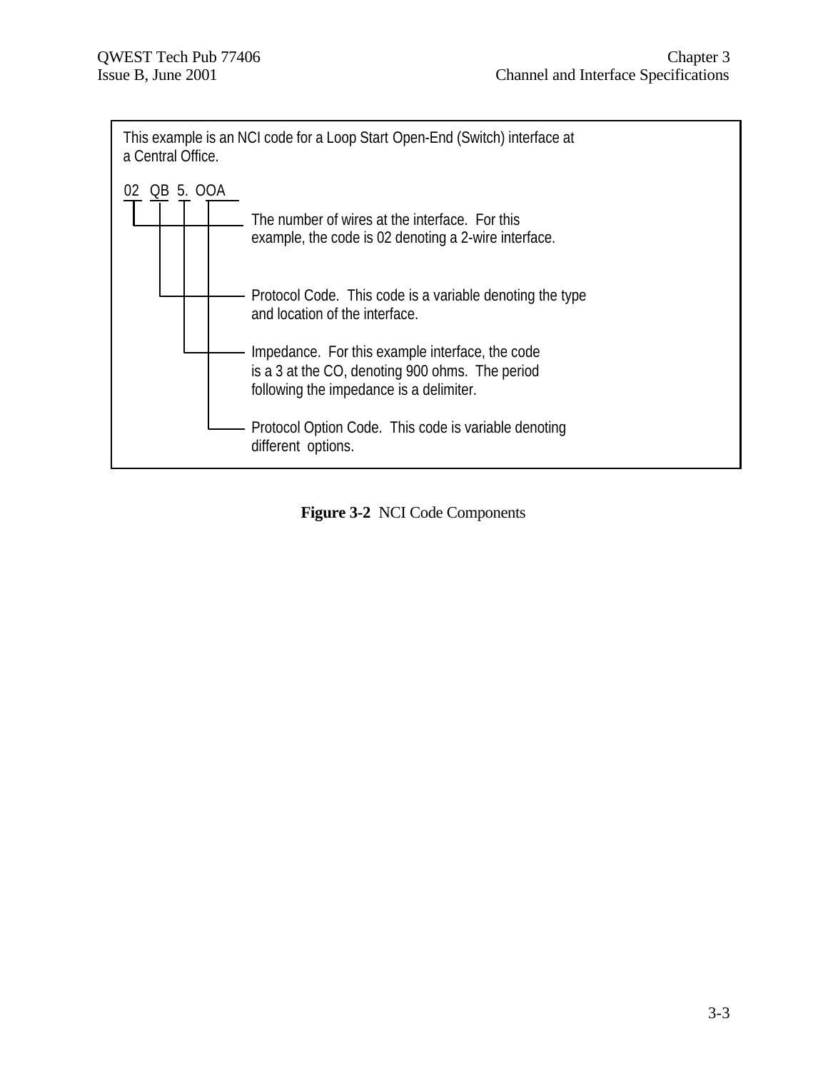This example is an NCI code for a Loop Start Open-End (Switch) interface at a Central Office.

```
02   QB  5.  OOA
```

- The number of wires at the interface. For this example, the code is 02 denoting a 2-wire interface.
- Protocol Code. This code is a variable denoting the type and location of the interface.
- Impedance. For this example interface, the code is a 3 at the CO, denoting 900 ohms. The period following the impedance is a delimiter.
- Protocol Option Code. This code is variable denoting different options.

**Figure 3-2** NCI Code Components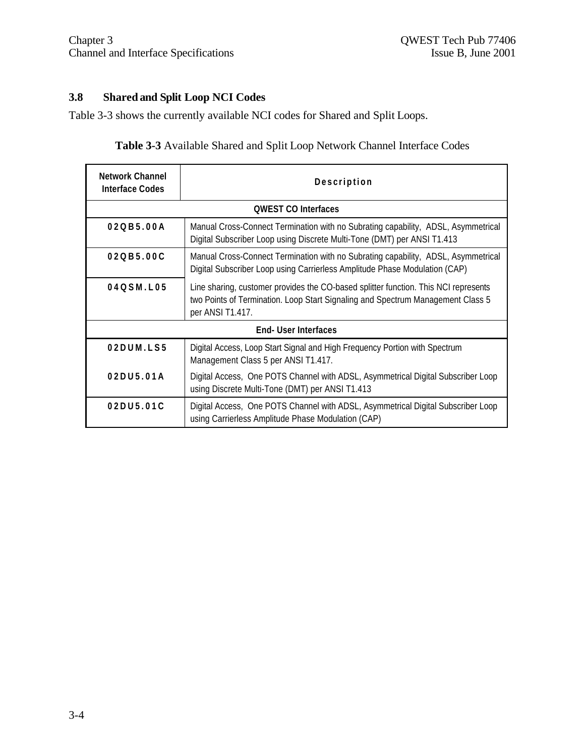### 3.8 Shared and Split Loop NCI Codes

Table 3-3 shows the currently available NCI codes for Shared and Split Loops.

**Table 3-3** Available Shared and Split Loop Network Channel Interface Codes

| Network Channel Interface Codes | Description |
|---|---|
| **QWEST CO Interfaces** | |
| **02QB5.00A** | Manual Cross-Connect Termination with no Subrating capability, ADSL, Asymmetrical Digital Subscriber Loop using Discrete Multi-Tone (DMT) per ANSI T1.413 |
| **02QB5.00C** | Manual Cross-Connect Termination with no Subrating capability, ADSL, Asymmetrical Digital Subscriber Loop using Carrierless Amplitude Phase Modulation (CAP) |
| **04QSM.L05** | Line sharing, customer provides the CO-based splitter function. This NCI represents two Points of Termination. Loop Start Signaling and Spectrum Management Class 5 per ANSI T1.417. |
| **End- User Interfaces** | |
| **02DUM.LS5** | Digital Access, Loop Start Signal and High Frequency Portion with Spectrum Management Class 5 per ANSI T1.417. |
| **02DU5.01A** | Digital Access, One POTS Channel with ADSL, Asymmetrical Digital Subscriber Loop using Discrete Multi-Tone (DMT) per ANSI T1.413 |
| **02DU5.01C** | Digital Access, One POTS Channel with ADSL, Asymmetrical Digital Subscriber Loop using Carrierless Amplitude Phase Modulation (CAP) |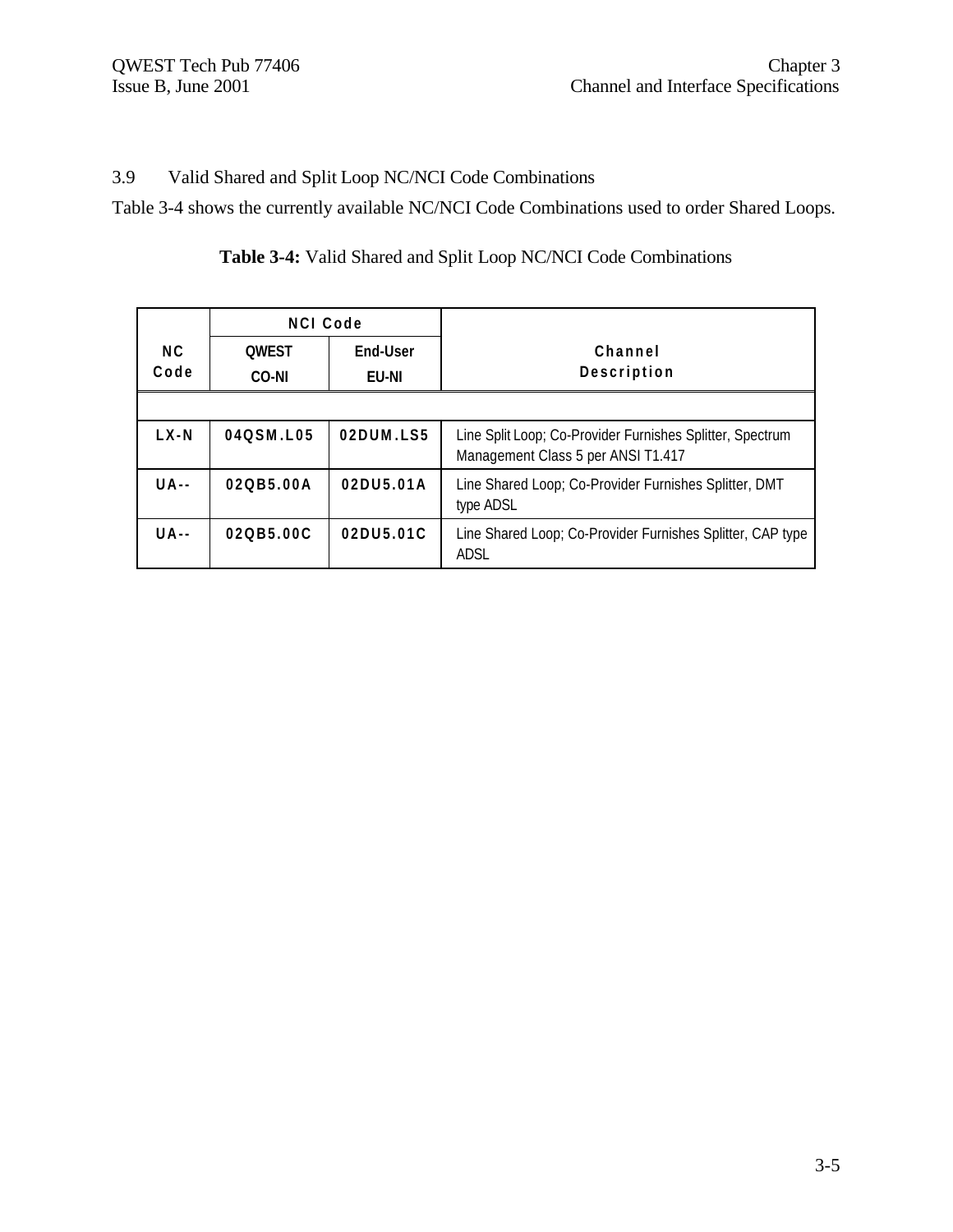## 3.9 Valid Shared and Split Loop NC/NCI Code Combinations

Table 3-4 shows the currently available NC/NCI Code Combinations used to order Shared Loops.

**Table 3-4:** Valid Shared and Split Loop NC/NCI Code Combinations

| NC Code | NCI Code | | Channel Description |
|---|---|---|---|
| | QWEST CO-NI | End-User EU-NI | |
| | | | |
| LX-N | 04QSM.L05 | 02DUM.LS5 | Line Split Loop; Co-Provider Furnishes Splitter, Spectrum Management Class 5 per ANSI T1.417 |
| UA-- | 02QB5.00A | 02DU5.01A | Line Shared Loop; Co-Provider Furnishes Splitter, DMT type ADSL |
| UA-- | 02QB5.00C | 02DU5.01C | Line Shared Loop; Co-Provider Furnishes Splitter, CAP type ADSL |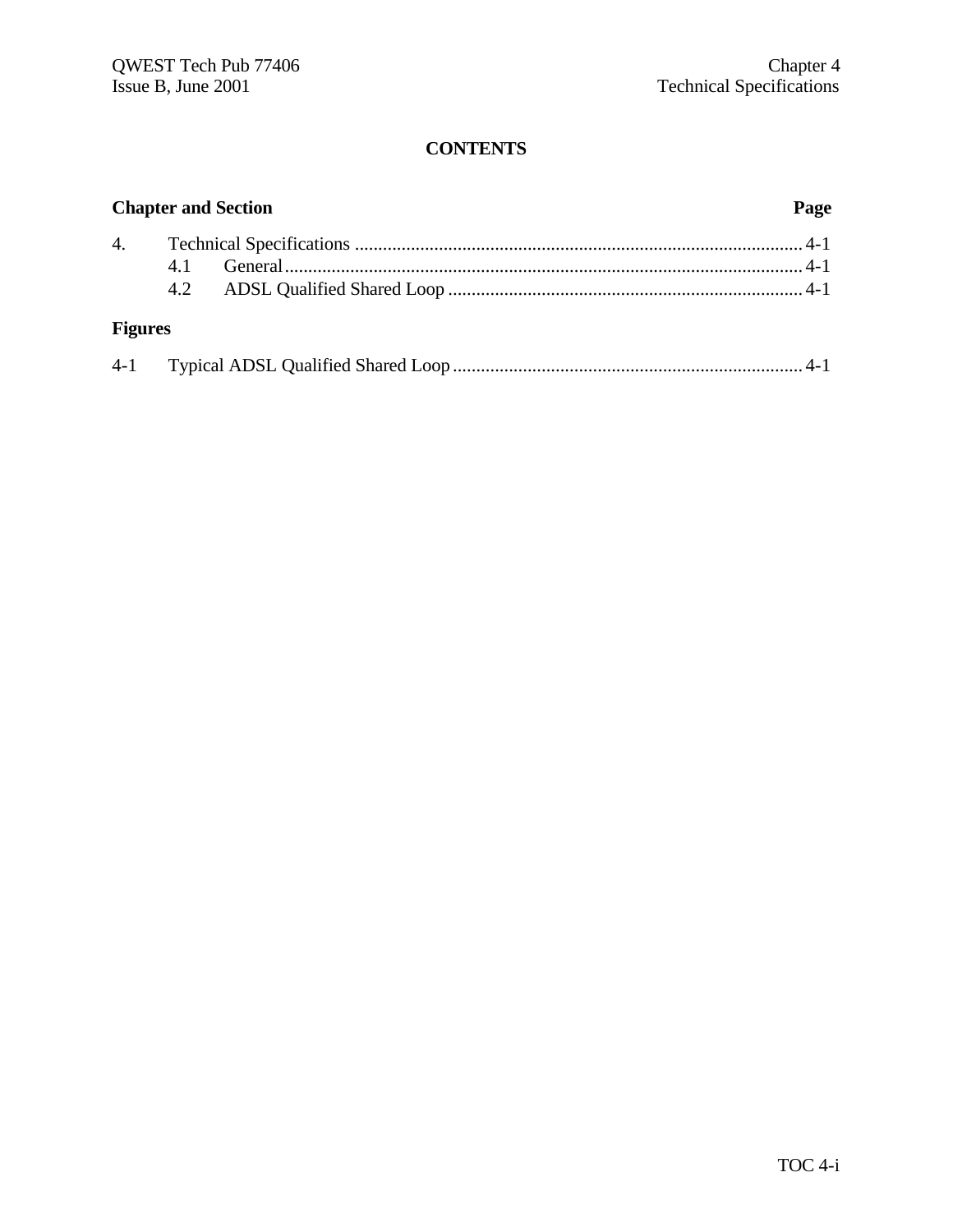# CONTENTS

| Chapter and Section | | Page |
|---|---|---|
| 4. | Technical Specifications | 4-1 |
| | 4.1 General | 4-1 |
| | 4.2 ADSL Qualified Shared Loop | 4-1 |

**Figures**

| | | |
|---|---|---|
| 4-1 | Typical ADSL Qualified Shared Loop | 4-1 |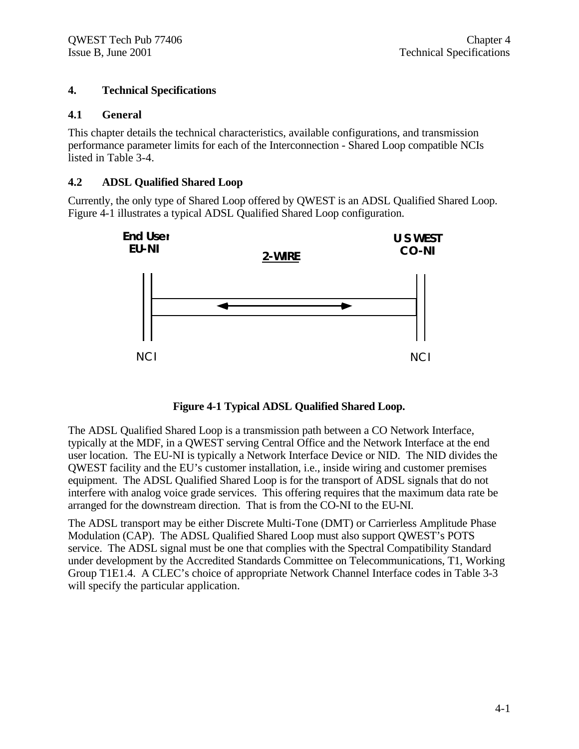# 4. Technical Specifications

## 4.1 General

This chapter details the technical characteristics, available configurations, and transmission performance parameter limits for each of the Interconnection - Shared Loop compatible NCIs listed in Table 3-4.

## 4.2 ADSL Qualified Shared Loop

Currently, the only type of Shared Loop offered by QWEST is an ADSL Qualified Shared Loop. Figure 4-1 illustrates a typical ADSL Qualified Shared Loop configuration.

End User
EU-NI

2-WIRE

U S WEST
CO-NI

NCI

NCI

**Figure 4-1 Typical ADSL Qualified Shared Loop.**

The ADSL Qualified Shared Loop is a transmission path between a CO Network Interface, typically at the MDF, in a QWEST serving Central Office and the Network Interface at the end user location. The EU-NI is typically a Network Interface Device or NID. The NID divides the QWEST facility and the EU's customer installation, i.e., inside wiring and customer premises equipment. The ADSL Qualified Shared Loop is for the transport of ADSL signals that do not interfere with analog voice grade services. This offering requires that the maximum data rate be arranged for the downstream direction. That is from the CO-NI to the EU-NI.

The ADSL transport may be either Discrete Multi-Tone (DMT) or Carrierless Amplitude Phase Modulation (CAP). The ADSL Qualified Shared Loop must also support QWEST's POTS service. The ADSL signal must be one that complies with the Spectral Compatibility Standard under development by the Accredited Standards Committee on Telecommunications, T1, Working Group T1E1.4. A CLEC's choice of appropriate Network Channel Interface codes in Table 3-3 will specify the particular application.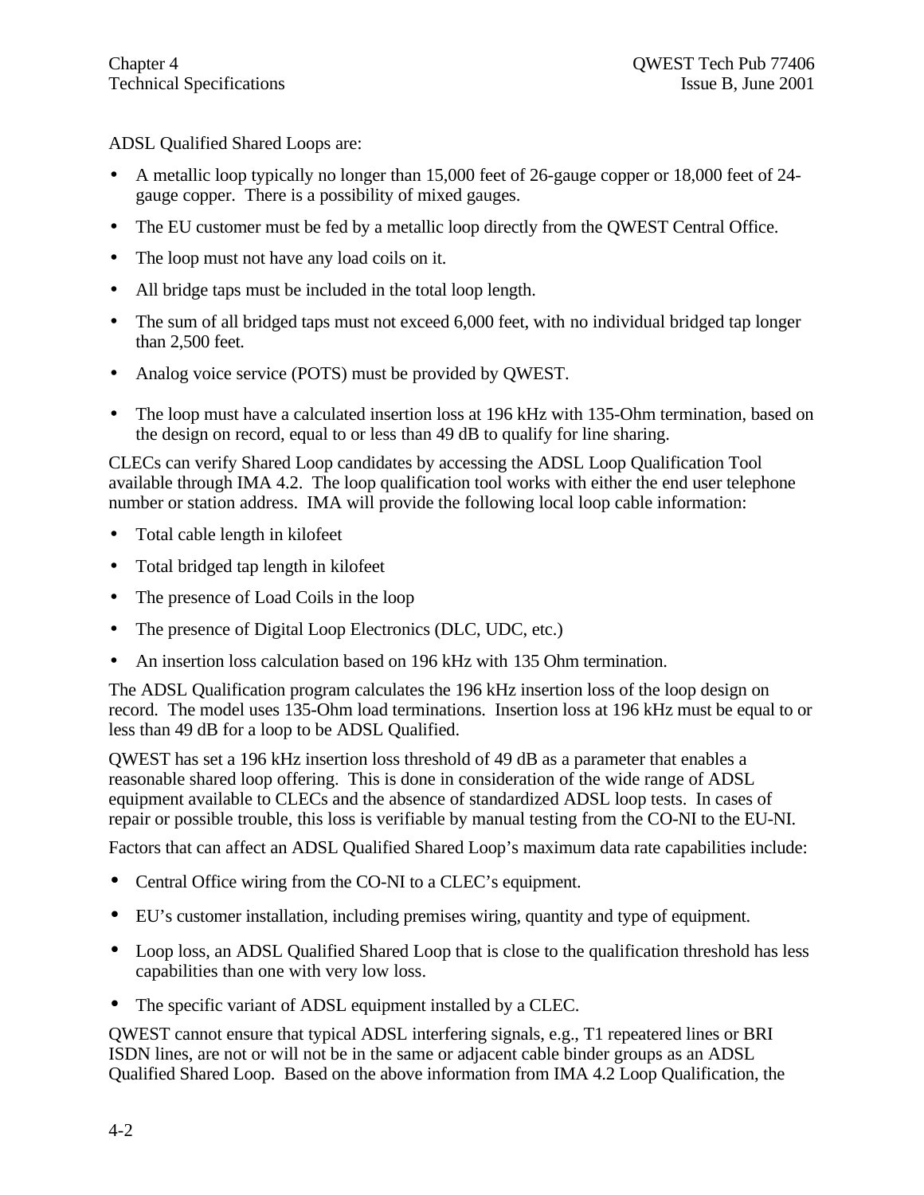ADSL Qualified Shared Loops are:

- A metallic loop typically no longer than 15,000 feet of 26-gauge copper or 18,000 feet of 24-gauge copper. There is a possibility of mixed gauges.
- The EU customer must be fed by a metallic loop directly from the QWEST Central Office.
- The loop must not have any load coils on it.
- All bridge taps must be included in the total loop length.
- The sum of all bridged taps must not exceed 6,000 feet, with no individual bridged tap longer than 2,500 feet.
- Analog voice service (POTS) must be provided by QWEST.
- The loop must have a calculated insertion loss at 196 kHz with 135-Ohm termination, based on the design on record, equal to or less than 49 dB to qualify for line sharing.

CLECs can verify Shared Loop candidates by accessing the ADSL Loop Qualification Tool available through IMA 4.2. The loop qualification tool works with either the end user telephone number or station address. IMA will provide the following local loop cable information:

- Total cable length in kilofeet
- Total bridged tap length in kilofeet
- The presence of Load Coils in the loop
- The presence of Digital Loop Electronics (DLC, UDC, etc.)
- An insertion loss calculation based on 196 kHz with 135 Ohm termination.

The ADSL Qualification program calculates the 196 kHz insertion loss of the loop design on record. The model uses 135-Ohm load terminations. Insertion loss at 196 kHz must be equal to or less than 49 dB for a loop to be ADSL Qualified.

QWEST has set a 196 kHz insertion loss threshold of 49 dB as a parameter that enables a reasonable shared loop offering. This is done in consideration of the wide range of ADSL equipment available to CLECs and the absence of standardized ADSL loop tests. In cases of repair or possible trouble, this loss is verifiable by manual testing from the CO-NI to the EU-NI.

Factors that can affect an ADSL Qualified Shared Loop's maximum data rate capabilities include:

- Central Office wiring from the CO-NI to a CLEC's equipment.
- EU's customer installation, including premises wiring, quantity and type of equipment.
- Loop loss, an ADSL Qualified Shared Loop that is close to the qualification threshold has less capabilities than one with very low loss.
- The specific variant of ADSL equipment installed by a CLEC.

QWEST cannot ensure that typical ADSL interfering signals, e.g., T1 repeatered lines or BRI ISDN lines, are not or will not be in the same or adjacent cable binder groups as an ADSL Qualified Shared Loop. Based on the above information from IMA 4.2 Loop Qualification, the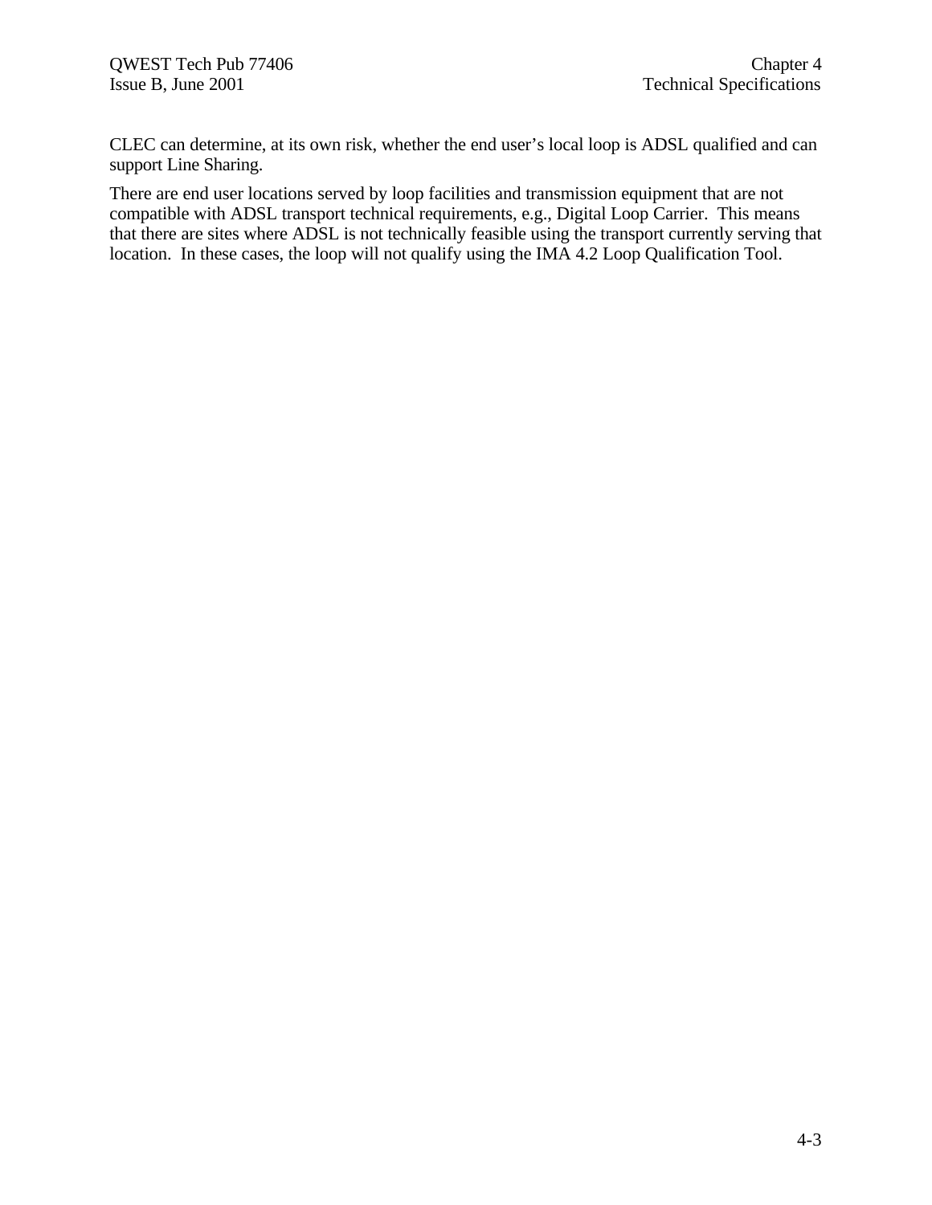CLEC can determine, at its own risk, whether the end user's local loop is ADSL qualified and can support Line Sharing.

There are end user locations served by loop facilities and transmission equipment that are not compatible with ADSL transport technical requirements, e.g., Digital Loop Carrier. This means that there are sites where ADSL is not technically feasible using the transport currently serving that location. In these cases, the loop will not qualify using the IMA 4.2 Loop Qualification Tool.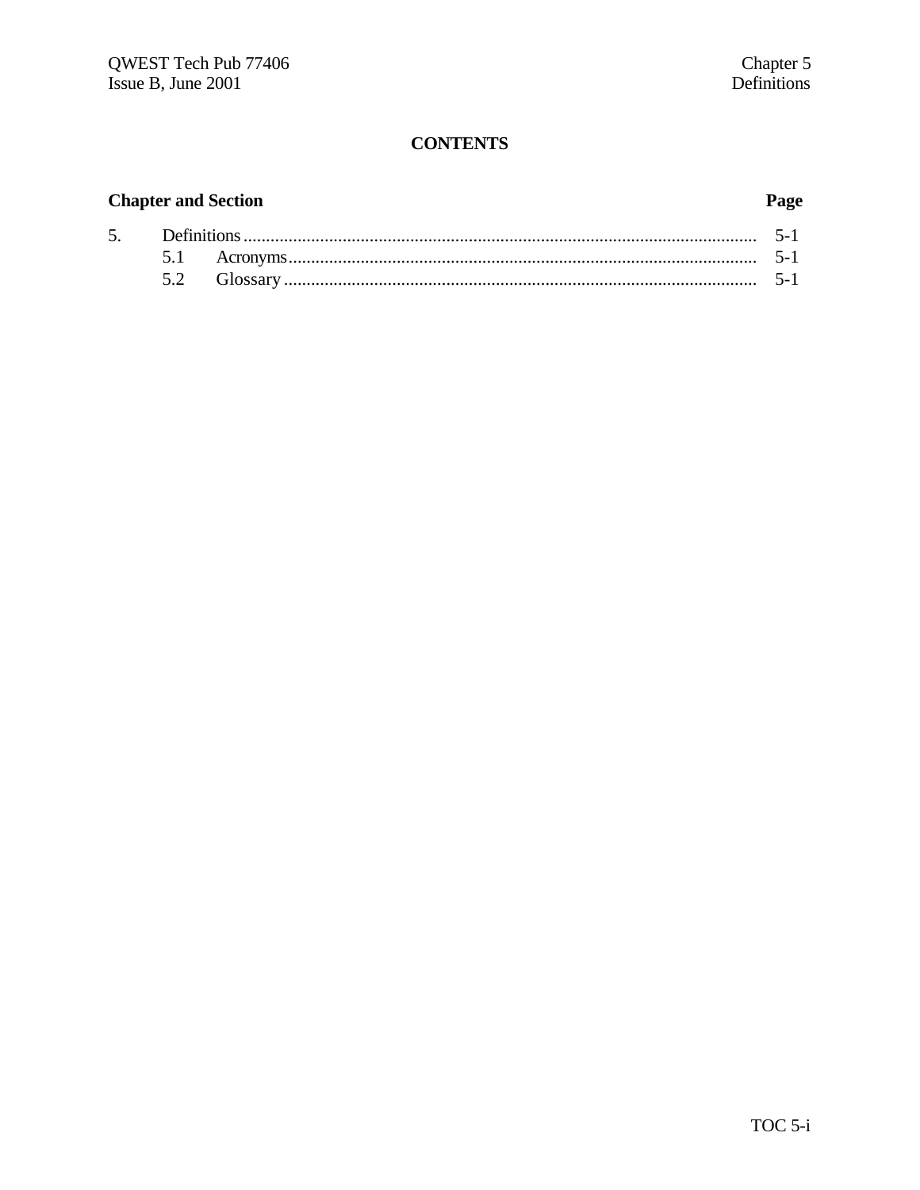# CONTENTS

| Chapter and Section | | Page |
|---|---|---|
| 5. | Definitions | 5-1 |
| | 5.1 Acronyms | 5-1 |
| | 5.2 Glossary | 5-1 |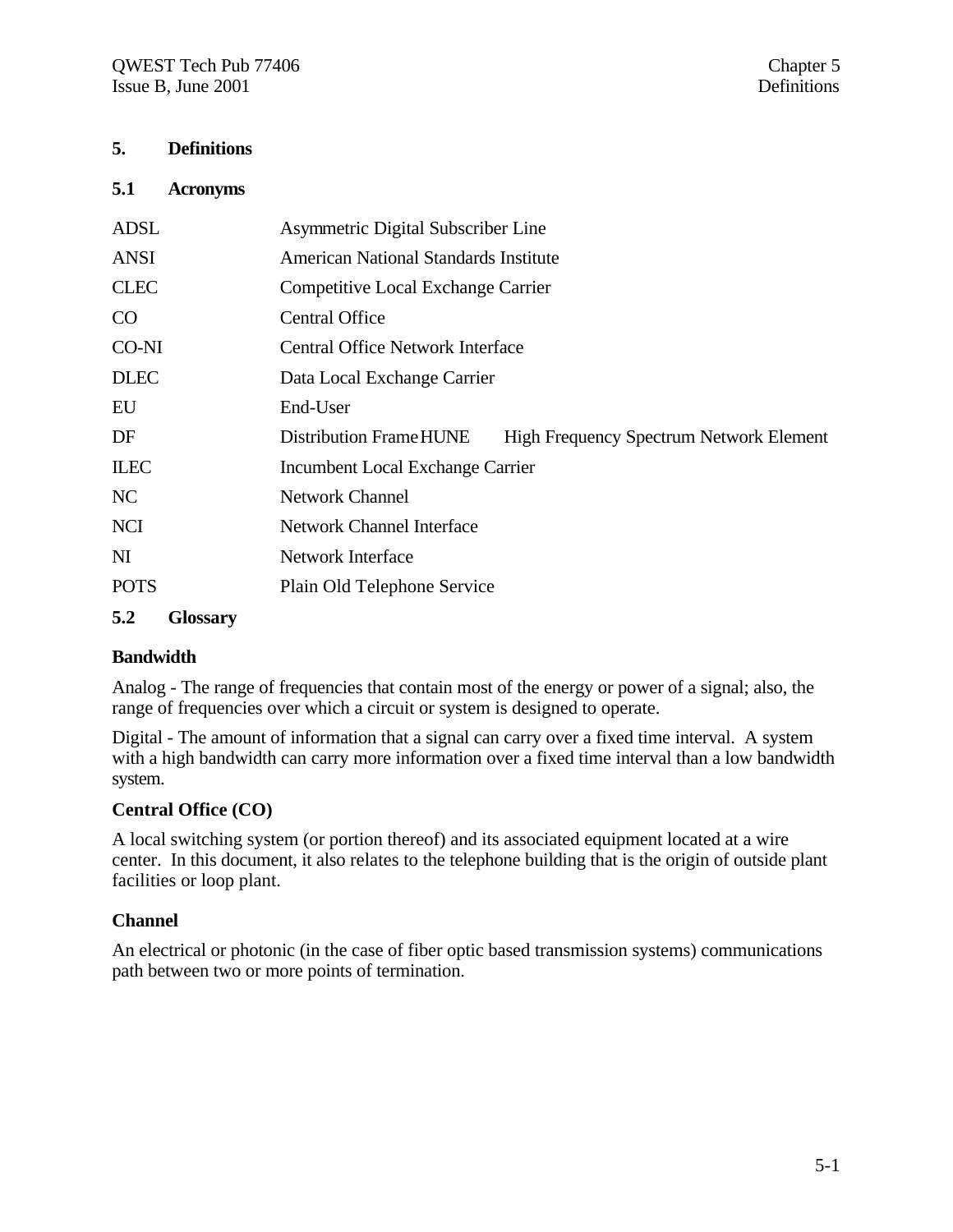# 5. Definitions

## 5.1 Acronyms

| | |
|---|---|
| ADSL | Asymmetric Digital Subscriber Line |
| ANSI | American National Standards Institute |
| CLEC | Competitive Local Exchange Carrier |
| CO | Central Office |
| CO-NI | Central Office Network Interface |
| DLEC | Data Local Exchange Carrier |
| EU | End-User |
| DF | Distribution Frame |
| HUNE | High Frequency Spectrum Network Element |
| ILEC | Incumbent Local Exchange Carrier |
| NC | Network Channel |
| NCI | Network Channel Interface |
| NI | Network Interface |
| POTS | Plain Old Telephone Service |

## 5.2 Glossary

**Bandwidth**

Analog - The range of frequencies that contain most of the energy or power of a signal; also, the range of frequencies over which a circuit or system is designed to operate.

Digital - The amount of information that a signal can carry over a fixed time interval. A system with a high bandwidth can carry more information over a fixed time interval than a low bandwidth system.

**Central Office (CO)**

A local switching system (or portion thereof) and its associated equipment located at a wire center. In this document, it also relates to the telephone building that is the origin of outside plant facilities or loop plant.

**Channel**

An electrical or photonic (in the case of fiber optic based transmission systems) communications path between two or more points of termination.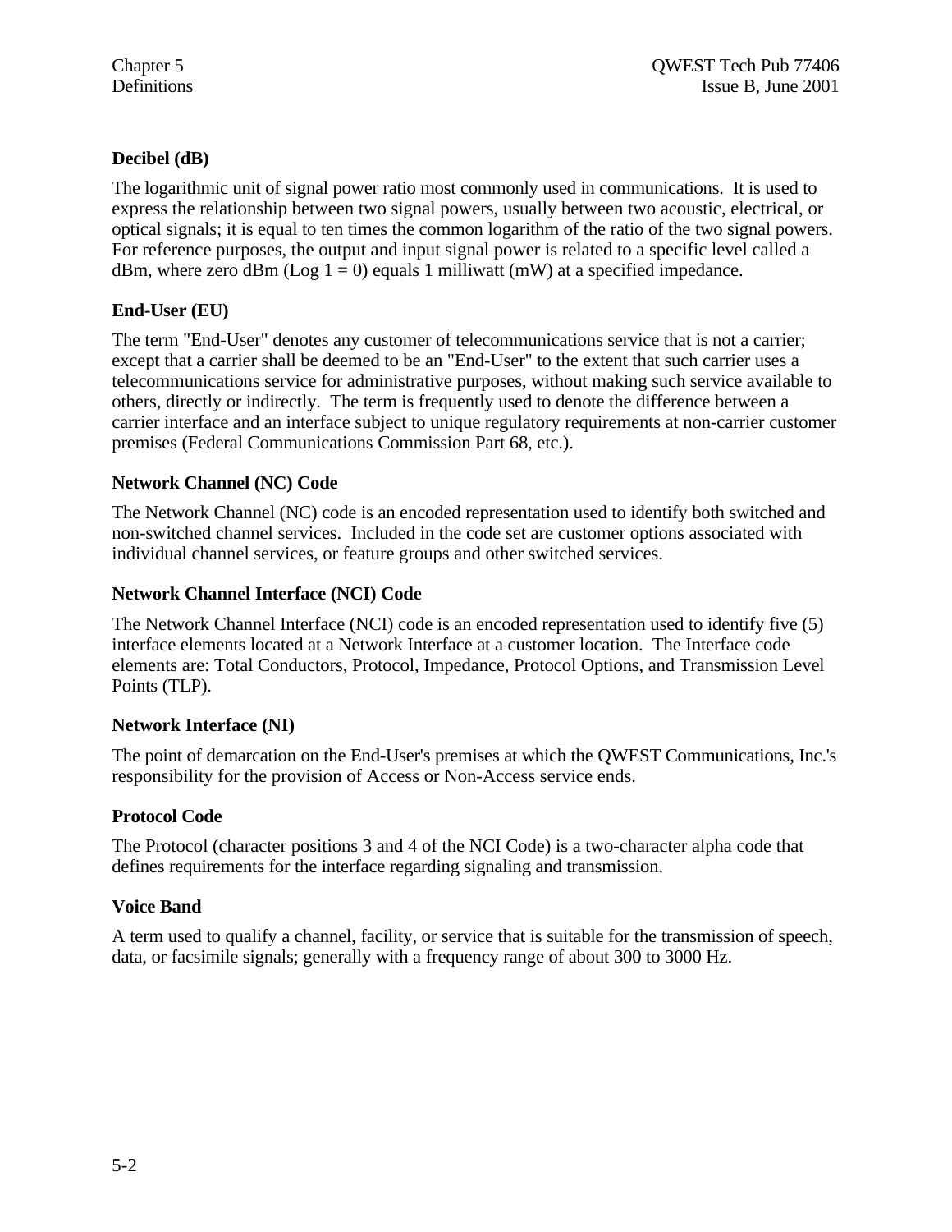### Decibel (dB)

The logarithmic unit of signal power ratio most commonly used in communications. It is used to express the relationship between two signal powers, usually between two acoustic, electrical, or optical signals; it is equal to ten times the common logarithm of the ratio of the two signal powers. For reference purposes, the output and input signal power is related to a specific level called a dBm, where zero dBm (Log 1 = 0) equals 1 milliwatt (mW) at a specified impedance.

### End-User (EU)

The term "End-User" denotes any customer of telecommunications service that is not a carrier; except that a carrier shall be deemed to be an "End-User" to the extent that such carrier uses a telecommunications service for administrative purposes, without making such service available to others, directly or indirectly. The term is frequently used to denote the difference between a carrier interface and an interface subject to unique regulatory requirements at non-carrier customer premises (Federal Communications Commission Part 68, etc.).

### Network Channel (NC) Code

The Network Channel (NC) code is an encoded representation used to identify both switched and non-switched channel services. Included in the code set are customer options associated with individual channel services, or feature groups and other switched services.

### Network Channel Interface (NCI) Code

The Network Channel Interface (NCI) code is an encoded representation used to identify five (5) interface elements located at a Network Interface at a customer location. The Interface code elements are: Total Conductors, Protocol, Impedance, Protocol Options, and Transmission Level Points (TLP).

### Network Interface (NI)

The point of demarcation on the End-User's premises at which the QWEST Communications, Inc.'s responsibility for the provision of Access or Non-Access service ends.

### Protocol Code

The Protocol (character positions 3 and 4 of the NCI Code) is a two-character alpha code that defines requirements for the interface regarding signaling and transmission.

### Voice Band

A term used to qualify a channel, facility, or service that is suitable for the transmission of speech, data, or facsimile signals; generally with a frequency range of about 300 to 3000 Hz.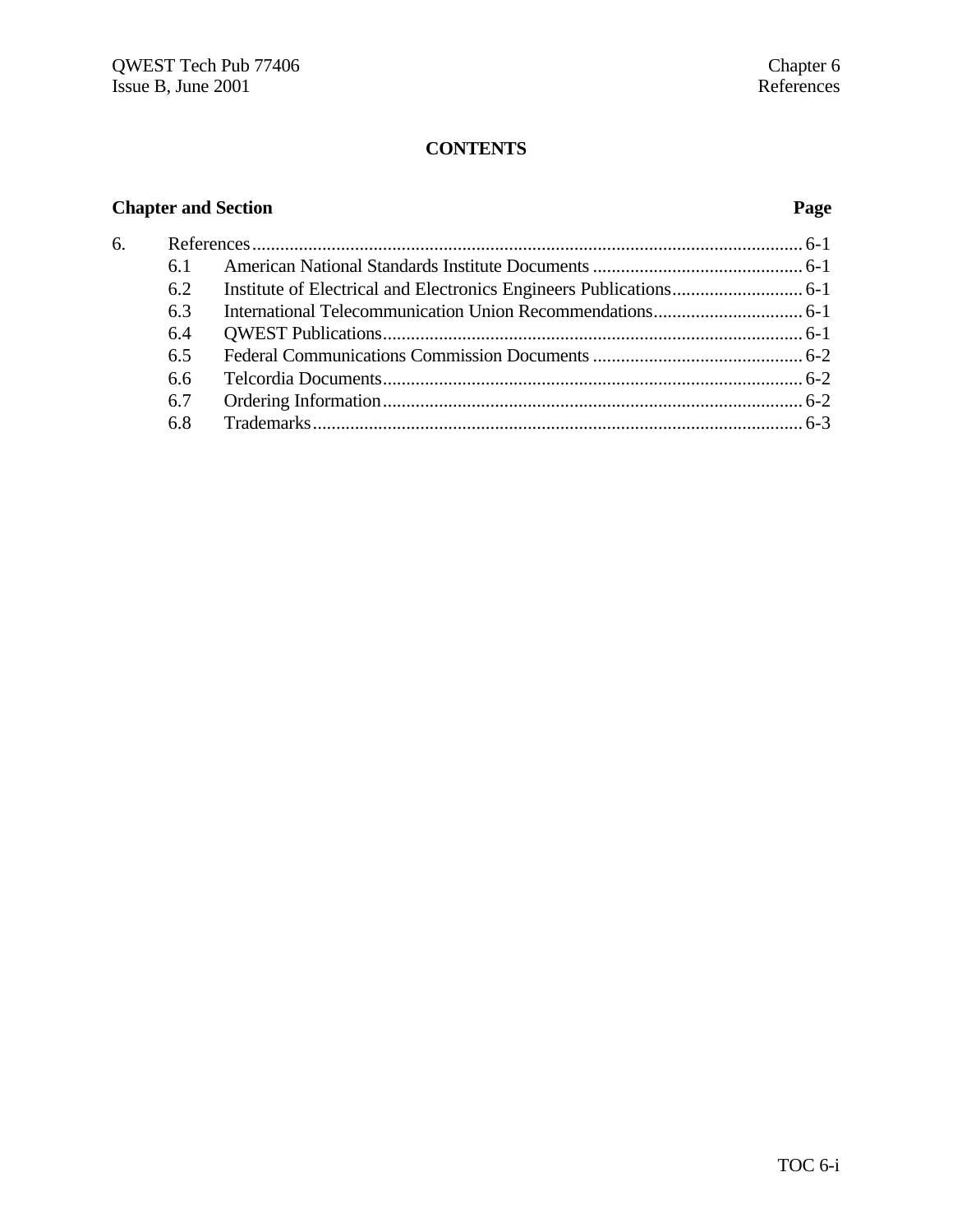# CONTENTS

| Chapter and Section | | Page |
|---|---|---|
| 6. | References | 6-1 |
| 6.1 | American National Standards Institute Documents | 6-1 |
| 6.2 | Institute of Electrical and Electronics Engineers Publications | 6-1 |
| 6.3 | International Telecommunication Union Recommendations | 6-1 |
| 6.4 | QWEST Publications | 6-1 |
| 6.5 | Federal Communications Commission Documents | 6-2 |
| 6.6 | Telcordia Documents | 6-2 |
| 6.7 | Ordering Information | 6-2 |
| 6.8 | Trademarks | 6-3 |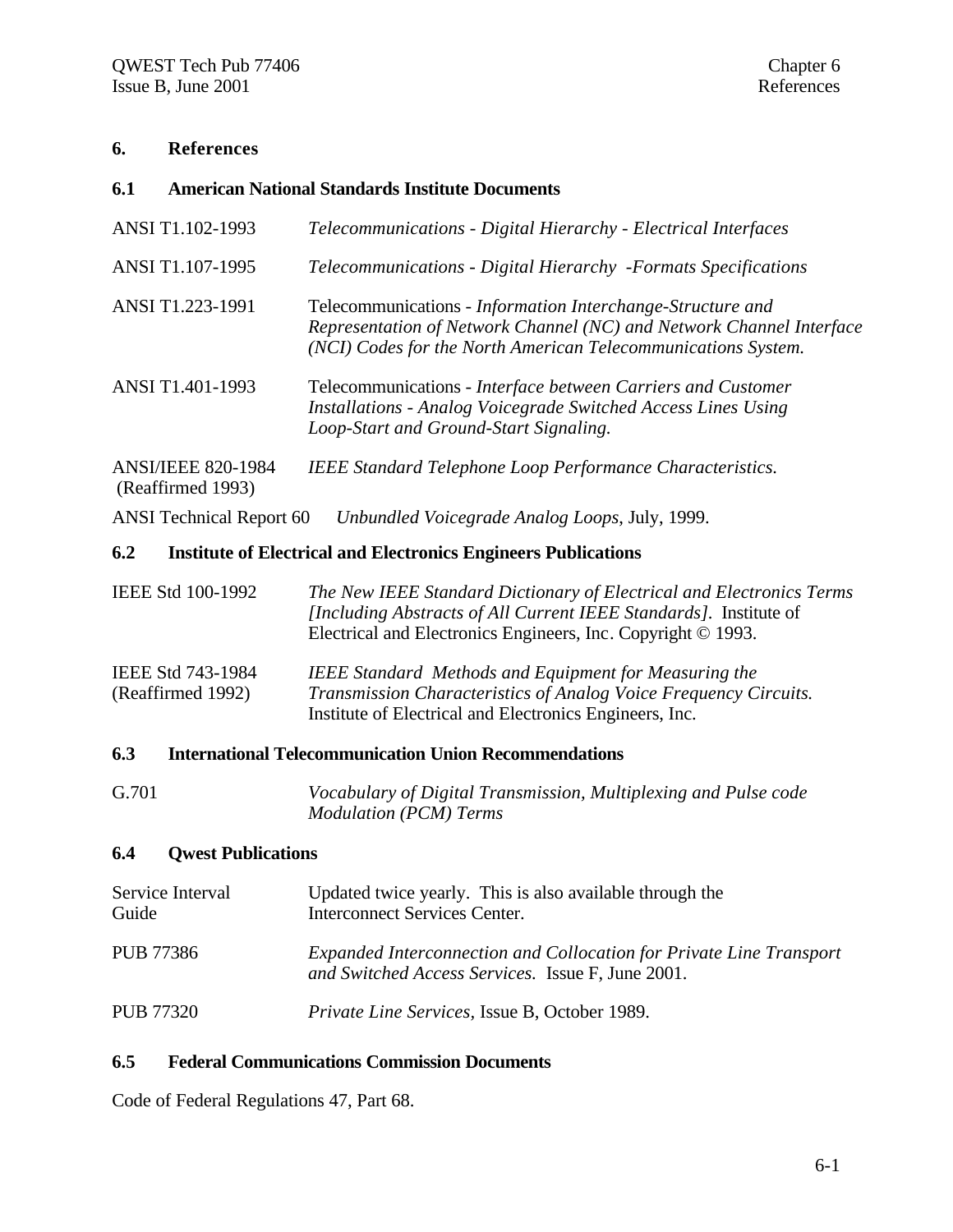# 6. References

## 6.1 American National Standards Institute Documents

| | |
|---|---|
| ANSI T1.102-1993 | *Telecommunications - Digital Hierarchy - Electrical Interfaces* |
| ANSI T1.107-1995 | *Telecommunications - Digital Hierarchy -Formats Specifications* |
| ANSI T1.223-1991 | Telecommunications - *Information Interchange-Structure and Representation of Network Channel (NC) and Network Channel Interface (NCI) Codes for the North American Telecommunications System.* |
| ANSI T1.401-1993 | Telecommunications - *Interface between Carriers and Customer Installations - Analog Voicegrade Switched Access Lines Using Loop-Start and Ground-Start Signaling.* |
| ANSI/IEEE 820-1984 (Reaffirmed 1993) | *IEEE Standard Telephone Loop Performance Characteristics.* |
| ANSI Technical Report 60 | *Unbundled Voicegrade Analog Loops*, July, 1999. |

## 6.2 Institute of Electrical and Electronics Engineers Publications

| | |
|---|---|
| IEEE Std 100-1992 | *The New IEEE Standard Dictionary of Electrical and Electronics Terms [Including Abstracts of All Current IEEE Standards].* Institute of Electrical and Electronics Engineers, Inc. Copyright © 1993. |
| IEEE Std 743-1984 (Reaffirmed 1992) | *IEEE Standard Methods and Equipment for Measuring the Transmission Characteristics of Analog Voice Frequency Circuits.* Institute of Electrical and Electronics Engineers, Inc. |

## 6.3 International Telecommunication Union Recommendations

| | |
|---|---|
| G.701 | *Vocabulary of Digital Transmission, Multiplexing and Pulse code Modulation (PCM) Terms* |

## 6.4 Qwest Publications

| | |
|---|---|
| Service Interval Guide | Updated twice yearly. This is also available through the Interconnect Services Center. |
| PUB 77386 | *Expanded Interconnection and Collocation for Private Line Transport and Switched Access Services.* Issue F, June 2001. |
| PUB 77320 | *Private Line Services*, Issue B, October 1989. |

## 6.5 Federal Communications Commission Documents

Code of Federal Regulations 47, Part 68.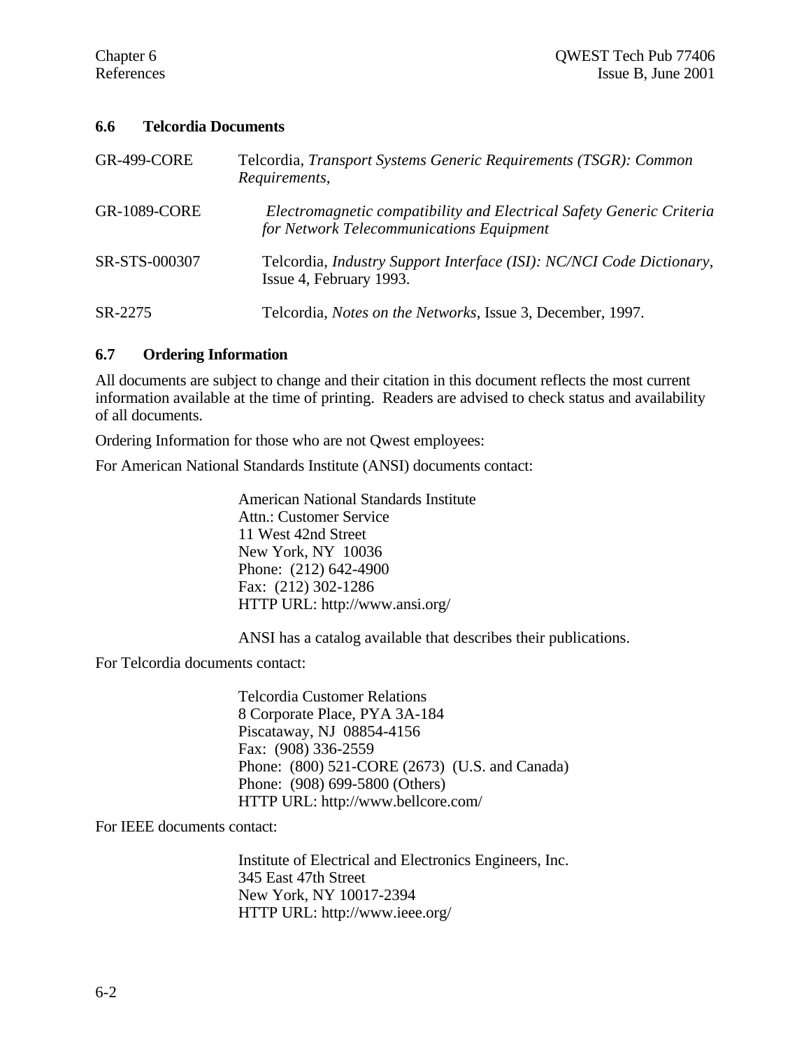## 6.6 Telcordia Documents

| | |
|---|---|
| GR-499-CORE | Telcordia, *Transport Systems Generic Requirements (TSGR): Common Requirements,* |
| GR-1089-CORE | *Electromagnetic compatibility and Electrical Safety Generic Criteria for Network Telecommunications Equipment* |
| SR-STS-000307 | Telcordia, *Industry Support Interface (ISI): NC/NCI Code Dictionary*, Issue 4, February 1993. |
| SR-2275 | Telcordia, *Notes on the Networks*, Issue 3, December, 1997. |

## 6.7 Ordering Information

All documents are subject to change and their citation in this document reflects the most current information available at the time of printing. Readers are advised to check status and availability of all documents.

Ordering Information for those who are not Qwest employees:

For American National Standards Institute (ANSI) documents contact:

> American National Standards Institute
> Attn.: Customer Service
> 11 West 42nd Street
> New York, NY 10036
> Phone: (212) 642-4900
> Fax: (212) 302-1286
> HTTP URL: http://www.ansi.org/
>
> ANSI has a catalog available that describes their publications.

For Telcordia documents contact:

> Telcordia Customer Relations
> 8 Corporate Place, PYA 3A-184
> Piscataway, NJ 08854-4156
> Fax: (908) 336-2559
> Phone: (800) 521-CORE (2673) (U.S. and Canada)
> Phone: (908) 699-5800 (Others)
> HTTP URL: http://www.bellcore.com/

For IEEE documents contact:

> Institute of Electrical and Electronics Engineers, Inc.
> 345 East 47th Street
> New York, NY 10017-2394
> HTTP URL: http://www.ieee.org/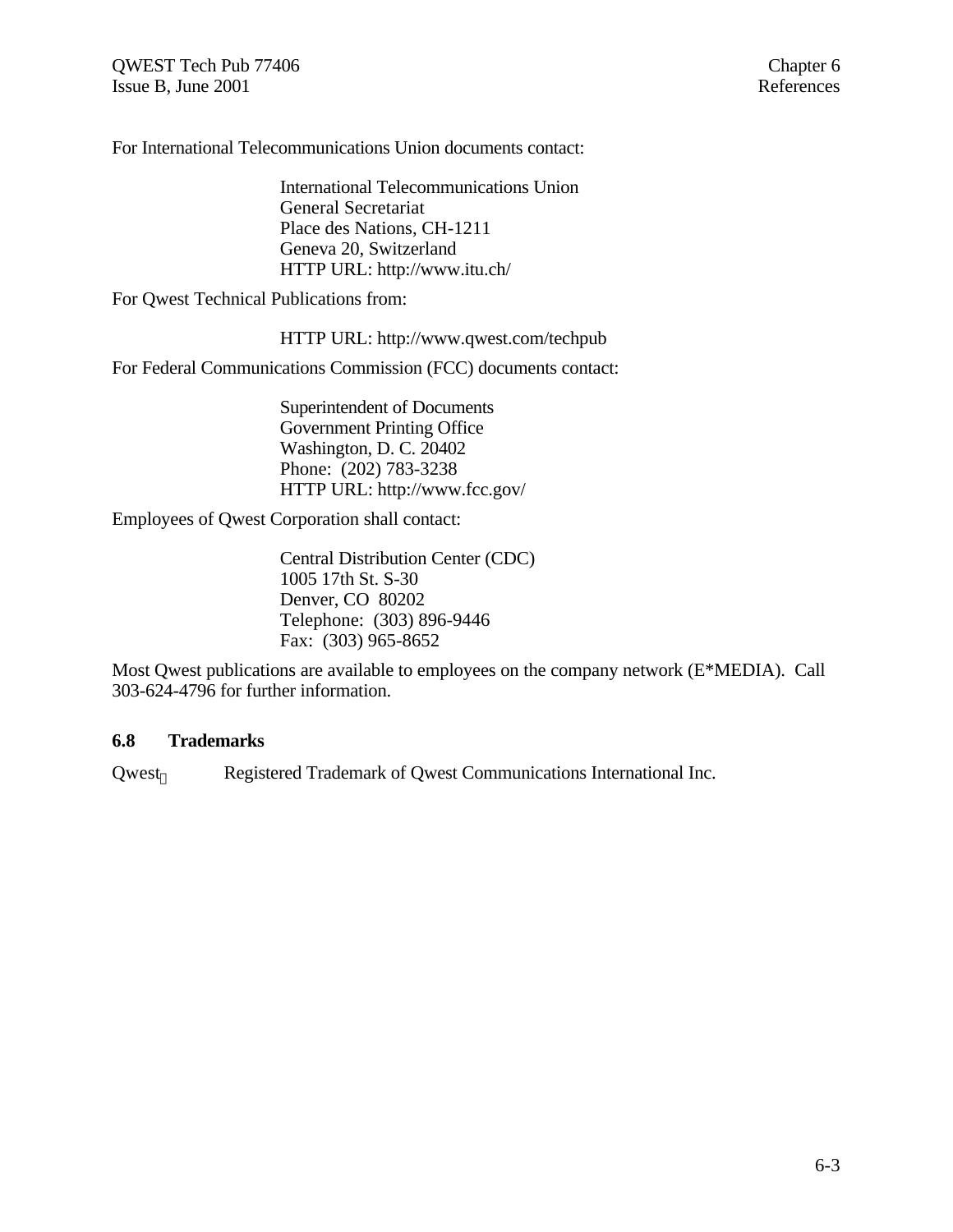For International Telecommunications Union documents contact:

International Telecommunications Union
General Secretariat
Place des Nations, CH-1211
Geneva 20, Switzerland
HTTP URL: http://www.itu.ch/

For Qwest Technical Publications from:

HTTP URL: http://www.qwest.com/techpub

For Federal Communications Commission (FCC) documents contact:

Superintendent of Documents
Government Printing Office
Washington, D. C. 20402
Phone: (202) 783-3238
HTTP URL: http://www.fcc.gov/

Employees of Qwest Corporation shall contact:

Central Distribution Center (CDC)
1005 17th St. S-30
Denver, CO 80202
Telephone: (303) 896-9446
Fax: (303) 965-8652

Most Qwest publications are available to employees on the company network (E*MEDIA). Call 303-624-4796 for further information.

## 6.8 Trademarks

Qwest® Registered Trademark of Qwest Communications International Inc.